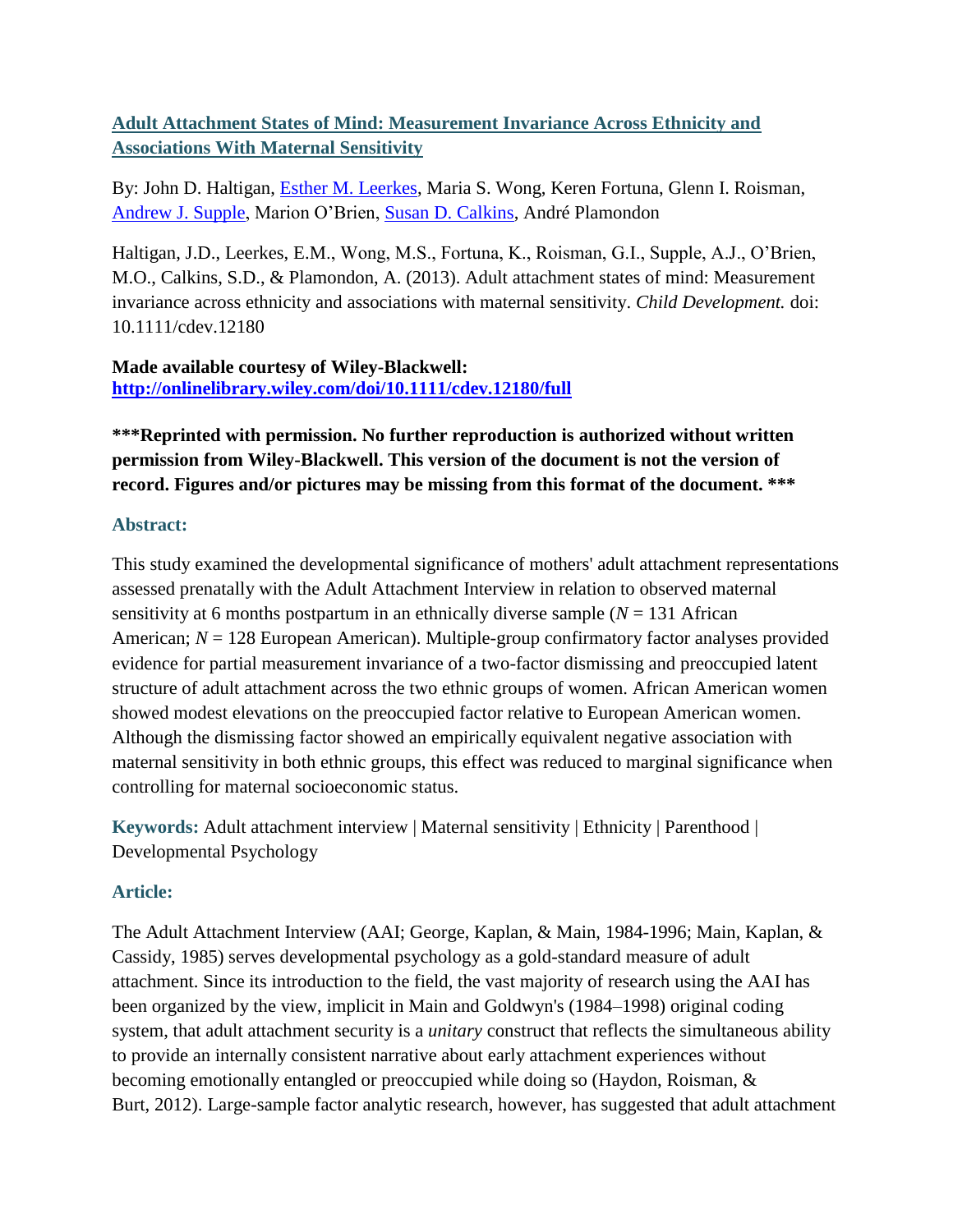# [Adult Attachment States of Mind: Measurement Invariance Across Ethnicity and Associations With Maternal Sensitivity]

By: John D. Haltigan, [Esther M. Leerkes], Maria S. Wong, Keren Fortuna, Glenn I. Roisman, [Andrew J. Supple], Marion O'Brien, [Susan D. Calkins], André Plamondon

Haltigan, J.D., Leerkes, E.M., Wong, M.S., Fortuna, K., Roisman, G.I., Supple, A.J., O'Brien, M.O., Calkins, S.D., & Plamondon, A. (2013). Adult attachment states of mind: Measurement invariance across ethnicity and associations with maternal sensitivity. *Child Development.* doi: 10.1111/cdev.12180

**Made available courtesy of Wiley-Blackwell:**
**http://onlinelibrary.wiley.com/doi/10.1111/cdev.12180/full**

**\*\*\*Reprinted with permission. No further reproduction is authorized without written permission from Wiley-Blackwell. This version of the document is not the version of record. Figures and/or pictures may be missing from this format of the document. \*\*\***

## Abstract:

This study examined the developmental significance of mothers' adult attachment representations assessed prenatally with the Adult Attachment Interview in relation to observed maternal sensitivity at 6 months postpartum in an ethnically diverse sample ($N$ = 131 African American; $N$ = 128 European American). Multiple-group confirmatory factor analyses provided evidence for partial measurement invariance of a two-factor dismissing and preoccupied latent structure of adult attachment across the two ethnic groups of women. African American women showed modest elevations on the preoccupied factor relative to European American women. Although the dismissing factor showed an empirically equivalent negative association with maternal sensitivity in both ethnic groups, this effect was reduced to marginal significance when controlling for maternal socioeconomic status.

**Keywords:** Adult attachment interview | Maternal sensitivity | Ethnicity | Parenthood | Developmental Psychology

## Article:

The Adult Attachment Interview (AAI; George, Kaplan, & Main, 1984-1996; Main, Kaplan, & Cassidy, 1985) serves developmental psychology as a gold-standard measure of adult attachment. Since its introduction to the field, the vast majority of research using the AAI has been organized by the view, implicit in Main and Goldwyn's (1984–1998) original coding system, that adult attachment security is a *unitary* construct that reflects the simultaneous ability to provide an internally consistent narrative about early attachment experiences without becoming emotionally entangled or preoccupied while doing so (Haydon, Roisman, & Burt, 2012). Large-sample factor analytic research, however, has suggested that adult attachment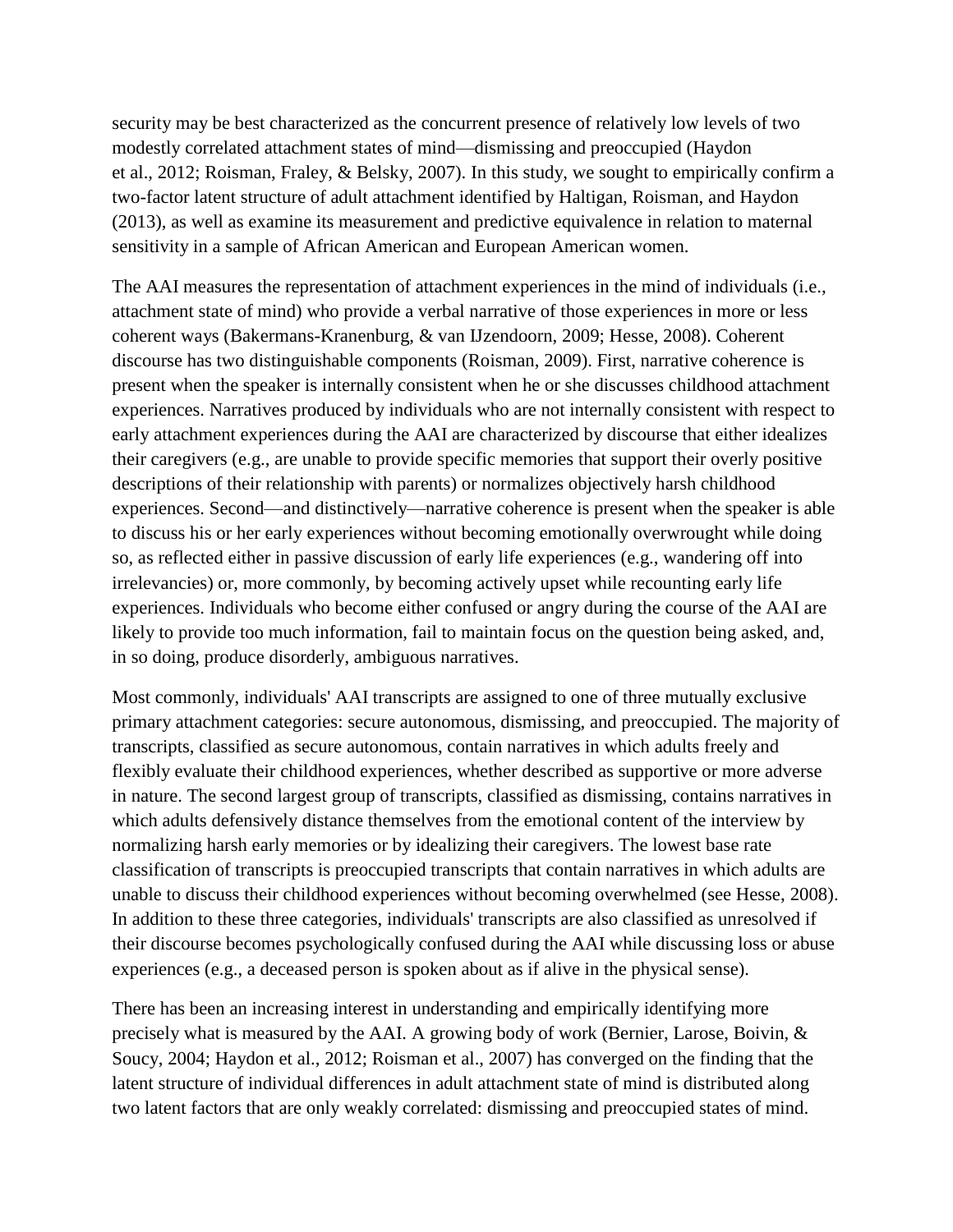security may be best characterized as the concurrent presence of relatively low levels of two modestly correlated attachment states of mind—dismissing and preoccupied (Haydon et al., 2012; Roisman, Fraley, & Belsky, 2007). In this study, we sought to empirically confirm a two-factor latent structure of adult attachment identified by Haltigan, Roisman, and Haydon (2013), as well as examine its measurement and predictive equivalence in relation to maternal sensitivity in a sample of African American and European American women.

The AAI measures the representation of attachment experiences in the mind of individuals (i.e., attachment state of mind) who provide a verbal narrative of those experiences in more or less coherent ways (Bakermans-Kranenburg, & van IJzendoorn, 2009; Hesse, 2008). Coherent discourse has two distinguishable components (Roisman, 2009). First, narrative coherence is present when the speaker is internally consistent when he or she discusses childhood attachment experiences. Narratives produced by individuals who are not internally consistent with respect to early attachment experiences during the AAI are characterized by discourse that either idealizes their caregivers (e.g., are unable to provide specific memories that support their overly positive descriptions of their relationship with parents) or normalizes objectively harsh childhood experiences. Second—and distinctively—narrative coherence is present when the speaker is able to discuss his or her early experiences without becoming emotionally overwrought while doing so, as reflected either in passive discussion of early life experiences (e.g., wandering off into irrelevancies) or, more commonly, by becoming actively upset while recounting early life experiences. Individuals who become either confused or angry during the course of the AAI are likely to provide too much information, fail to maintain focus on the question being asked, and, in so doing, produce disorderly, ambiguous narratives.

Most commonly, individuals' AAI transcripts are assigned to one of three mutually exclusive primary attachment categories: secure autonomous, dismissing, and preoccupied. The majority of transcripts, classified as secure autonomous, contain narratives in which adults freely and flexibly evaluate their childhood experiences, whether described as supportive or more adverse in nature. The second largest group of transcripts, classified as dismissing, contains narratives in which adults defensively distance themselves from the emotional content of the interview by normalizing harsh early memories or by idealizing their caregivers. The lowest base rate classification of transcripts is preoccupied transcripts that contain narratives in which adults are unable to discuss their childhood experiences without becoming overwhelmed (see Hesse, 2008). In addition to these three categories, individuals' transcripts are also classified as unresolved if their discourse becomes psychologically confused during the AAI while discussing loss or abuse experiences (e.g., a deceased person is spoken about as if alive in the physical sense).

There has been an increasing interest in understanding and empirically identifying more precisely what is measured by the AAI. A growing body of work (Bernier, Larose, Boivin, & Soucy, 2004; Haydon et al., 2012; Roisman et al., 2007) has converged on the finding that the latent structure of individual differences in adult attachment state of mind is distributed along two latent factors that are only weakly correlated: dismissing and preoccupied states of mind.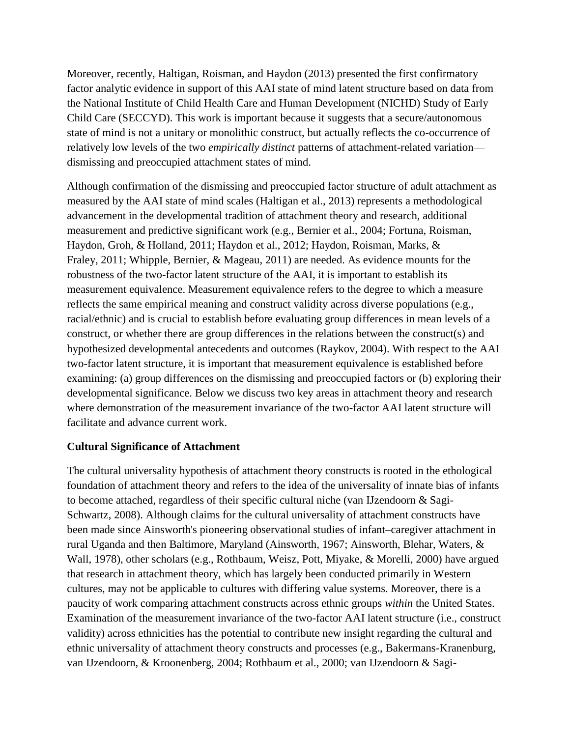Moreover, recently, Haltigan, Roisman, and Haydon (2013) presented the first confirmatory factor analytic evidence in support of this AAI state of mind latent structure based on data from the National Institute of Child Health Care and Human Development (NICHD) Study of Early Child Care (SECCYD). This work is important because it suggests that a secure/autonomous state of mind is not a unitary or monolithic construct, but actually reflects the co-occurrence of relatively low levels of the two *empirically distinct* patterns of attachment-related variation—dismissing and preoccupied attachment states of mind.

Although confirmation of the dismissing and preoccupied factor structure of adult attachment as measured by the AAI state of mind scales (Haltigan et al., 2013) represents a methodological advancement in the developmental tradition of attachment theory and research, additional measurement and predictive significant work (e.g., Bernier et al., 2004; Fortuna, Roisman, Haydon, Groh, & Holland, 2011; Haydon et al., 2012; Haydon, Roisman, Marks, & Fraley, 2011; Whipple, Bernier, & Mageau, 2011) are needed. As evidence mounts for the robustness of the two-factor latent structure of the AAI, it is important to establish its measurement equivalence. Measurement equivalence refers to the degree to which a measure reflects the same empirical meaning and construct validity across diverse populations (e.g., racial/ethnic) and is crucial to establish before evaluating group differences in mean levels of a construct, or whether there are group differences in the relations between the construct(s) and hypothesized developmental antecedents and outcomes (Raykov, 2004). With respect to the AAI two-factor latent structure, it is important that measurement equivalence is established before examining: (a) group differences on the dismissing and preoccupied factors or (b) exploring their developmental significance. Below we discuss two key areas in attachment theory and research where demonstration of the measurement invariance of the two-factor AAI latent structure will facilitate and advance current work.

### Cultural Significance of Attachment

The cultural universality hypothesis of attachment theory constructs is rooted in the ethological foundation of attachment theory and refers to the idea of the universality of innate bias of infants to become attached, regardless of their specific cultural niche (van IJzendoorn & Sagi-Schwartz, 2008). Although claims for the cultural universality of attachment constructs have been made since Ainsworth's pioneering observational studies of infant–caregiver attachment in rural Uganda and then Baltimore, Maryland (Ainsworth, 1967; Ainsworth, Blehar, Waters, & Wall, 1978), other scholars (e.g., Rothbaum, Weisz, Pott, Miyake, & Morelli, 2000) have argued that research in attachment theory, which has largely been conducted primarily in Western cultures, may not be applicable to cultures with differing value systems. Moreover, there is a paucity of work comparing attachment constructs across ethnic groups *within* the United States. Examination of the measurement invariance of the two-factor AAI latent structure (i.e., construct validity) across ethnicities has the potential to contribute new insight regarding the cultural and ethnic universality of attachment theory constructs and processes (e.g., Bakermans-Kranenburg, van IJzendoorn, & Kroonenberg, 2004; Rothbaum et al., 2000; van IJzendoorn & Sagi-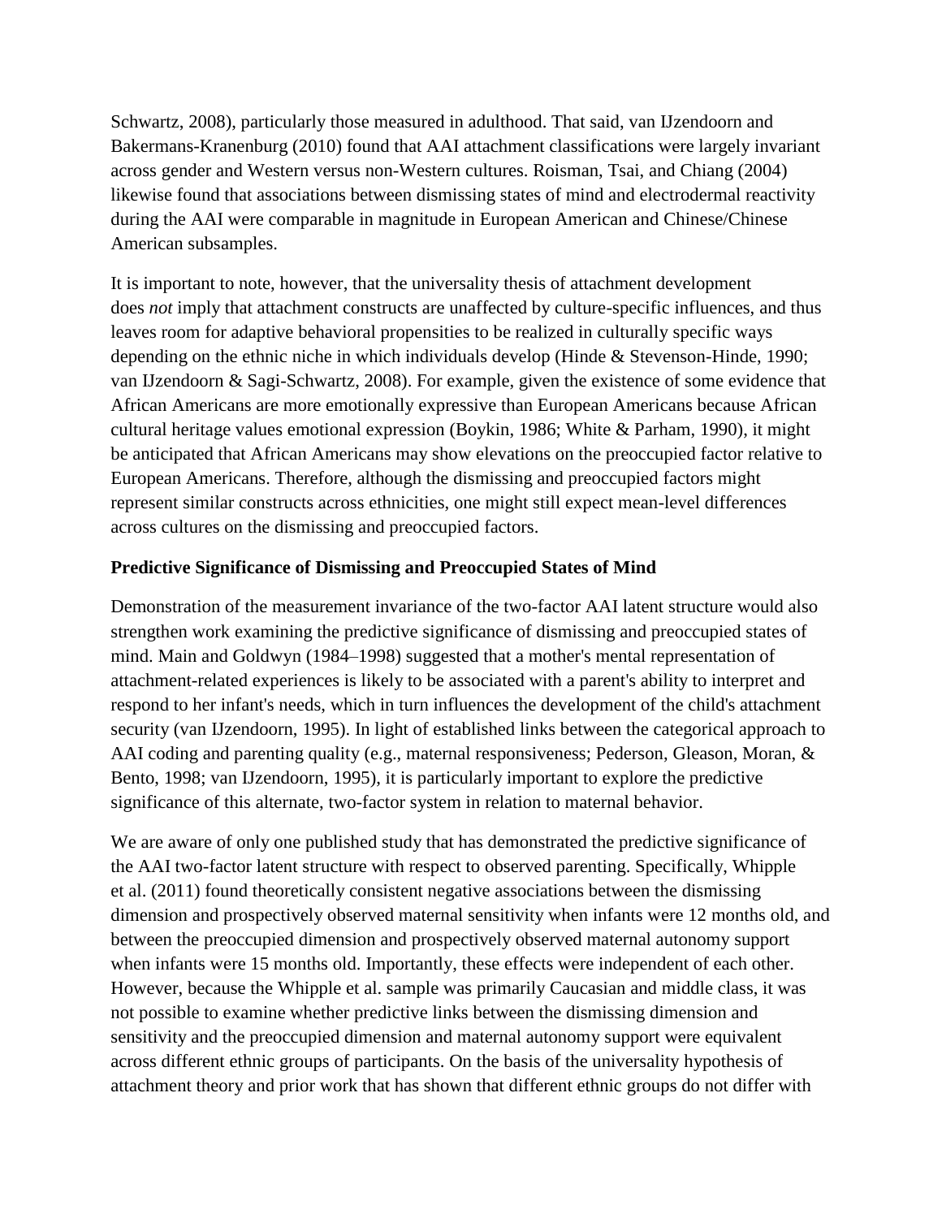Schwartz, 2008), particularly those measured in adulthood. That said, van IJzendoorn and Bakermans-Kranenburg (2010) found that AAI attachment classifications were largely invariant across gender and Western versus non-Western cultures. Roisman, Tsai, and Chiang (2004) likewise found that associations between dismissing states of mind and electrodermal reactivity during the AAI were comparable in magnitude in European American and Chinese/Chinese American subsamples.

It is important to note, however, that the universality thesis of attachment development does *not* imply that attachment constructs are unaffected by culture-specific influences, and thus leaves room for adaptive behavioral propensities to be realized in culturally specific ways depending on the ethnic niche in which individuals develop (Hinde & Stevenson-Hinde, 1990; van IJzendoorn & Sagi-Schwartz, 2008). For example, given the existence of some evidence that African Americans are more emotionally expressive than European Americans because African cultural heritage values emotional expression (Boykin, 1986; White & Parham, 1990), it might be anticipated that African Americans may show elevations on the preoccupied factor relative to European Americans. Therefore, although the dismissing and preoccupied factors might represent similar constructs across ethnicities, one might still expect mean-level differences across cultures on the dismissing and preoccupied factors.

### Predictive Significance of Dismissing and Preoccupied States of Mind

Demonstration of the measurement invariance of the two-factor AAI latent structure would also strengthen work examining the predictive significance of dismissing and preoccupied states of mind. Main and Goldwyn (1984–1998) suggested that a mother's mental representation of attachment-related experiences is likely to be associated with a parent's ability to interpret and respond to her infant's needs, which in turn influences the development of the child's attachment security (van IJzendoorn, 1995). In light of established links between the categorical approach to AAI coding and parenting quality (e.g., maternal responsiveness; Pederson, Gleason, Moran, & Bento, 1998; van IJzendoorn, 1995), it is particularly important to explore the predictive significance of this alternate, two-factor system in relation to maternal behavior.

We are aware of only one published study that has demonstrated the predictive significance of the AAI two-factor latent structure with respect to observed parenting. Specifically, Whipple et al. (2011) found theoretically consistent negative associations between the dismissing dimension and prospectively observed maternal sensitivity when infants were 12 months old, and between the preoccupied dimension and prospectively observed maternal autonomy support when infants were 15 months old. Importantly, these effects were independent of each other. However, because the Whipple et al. sample was primarily Caucasian and middle class, it was not possible to examine whether predictive links between the dismissing dimension and sensitivity and the preoccupied dimension and maternal autonomy support were equivalent across different ethnic groups of participants. On the basis of the universality hypothesis of attachment theory and prior work that has shown that different ethnic groups do not differ with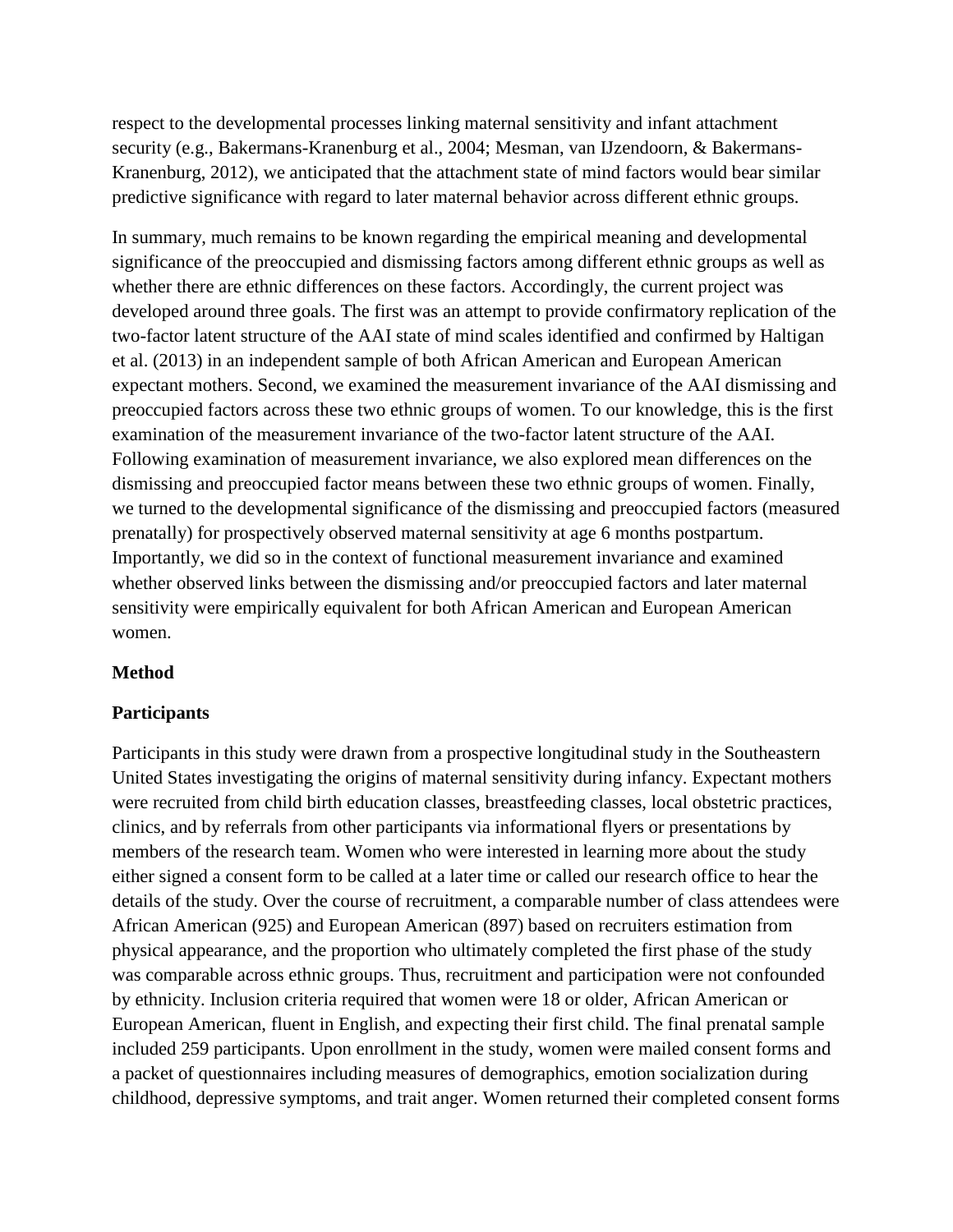respect to the developmental processes linking maternal sensitivity and infant attachment security (e.g., Bakermans-Kranenburg et al., 2004; Mesman, van IJzendoorn, & Bakermans-Kranenburg, 2012), we anticipated that the attachment state of mind factors would bear similar predictive significance with regard to later maternal behavior across different ethnic groups.

In summary, much remains to be known regarding the empirical meaning and developmental significance of the preoccupied and dismissing factors among different ethnic groups as well as whether there are ethnic differences on these factors. Accordingly, the current project was developed around three goals. The first was an attempt to provide confirmatory replication of the two-factor latent structure of the AAI state of mind scales identified and confirmed by Haltigan et al. (2013) in an independent sample of both African American and European American expectant mothers. Second, we examined the measurement invariance of the AAI dismissing and preoccupied factors across these two ethnic groups of women. To our knowledge, this is the first examination of the measurement invariance of the two-factor latent structure of the AAI. Following examination of measurement invariance, we also explored mean differences on the dismissing and preoccupied factor means between these two ethnic groups of women. Finally, we turned to the developmental significance of the dismissing and preoccupied factors (measured prenatally) for prospectively observed maternal sensitivity at age 6 months postpartum. Importantly, we did so in the context of functional measurement invariance and examined whether observed links between the dismissing and/or preoccupied factors and later maternal sensitivity were empirically equivalent for both African American and European American women.

## Method

### Participants

Participants in this study were drawn from a prospective longitudinal study in the Southeastern United States investigating the origins of maternal sensitivity during infancy. Expectant mothers were recruited from child birth education classes, breastfeeding classes, local obstetric practices, clinics, and by referrals from other participants via informational flyers or presentations by members of the research team. Women who were interested in learning more about the study either signed a consent form to be called at a later time or called our research office to hear the details of the study. Over the course of recruitment, a comparable number of class attendees were African American (925) and European American (897) based on recruiters estimation from physical appearance, and the proportion who ultimately completed the first phase of the study was comparable across ethnic groups. Thus, recruitment and participation were not confounded by ethnicity. Inclusion criteria required that women were 18 or older, African American or European American, fluent in English, and expecting their first child. The final prenatal sample included 259 participants. Upon enrollment in the study, women were mailed consent forms and a packet of questionnaires including measures of demographics, emotion socialization during childhood, depressive symptoms, and trait anger. Women returned their completed consent forms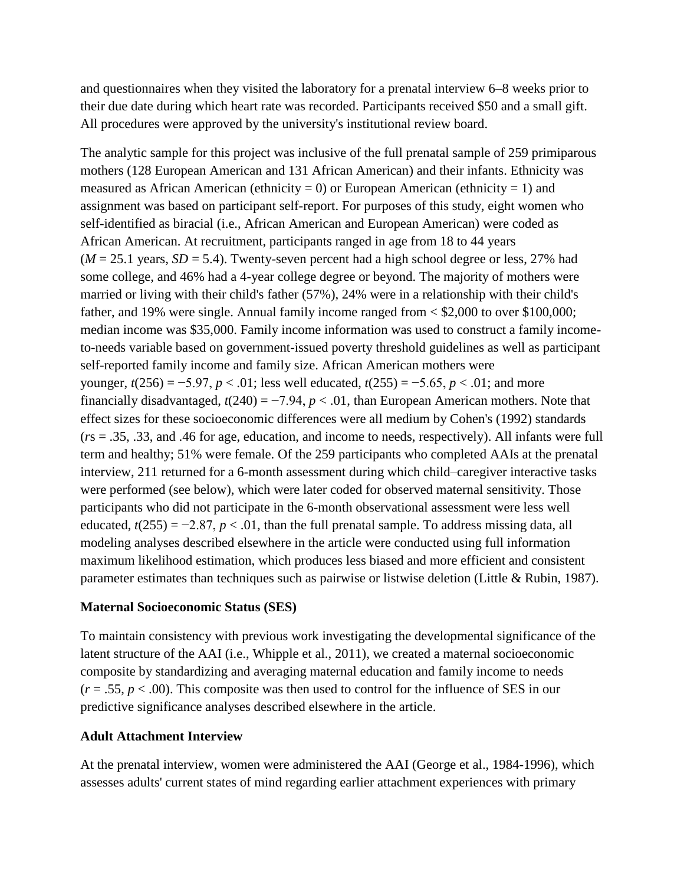and questionnaires when they visited the laboratory for a prenatal interview 6–8 weeks prior to their due date during which heart rate was recorded. Participants received $50 and a small gift. All procedures were approved by the university's institutional review board.

The analytic sample for this project was inclusive of the full prenatal sample of 259 primiparous mothers (128 European American and 131 African American) and their infants. Ethnicity was measured as African American (ethnicity = 0) or European American (ethnicity = 1) and assignment was based on participant self-report. For purposes of this study, eight women who self-identified as biracial (i.e., African American and European American) were coded as African American. At recruitment, participants ranged in age from 18 to 44 years ($M = 25.1$ years, $SD = 5.4$). Twenty-seven percent had a high school degree or less, 27% had some college, and 46% had a 4-year college degree or beyond. The majority of mothers were married or living with their child's father (57%), 24% were in a relationship with their child's father, and 19% were single. Annual family income ranged from < $2,000 to over $100,000; median income was $35,000. Family income information was used to construct a family income-to-needs variable based on government-issued poverty threshold guidelines as well as participant self-reported family income and family size. African American mothers were younger, $t(256) = -5.97$, $p < .01$; less well educated, $t(255) = -5.65$, $p < .01$; and more financially disadvantaged, $t(240) = -7.94$, $p < .01$, than European American mothers. Note that effect sizes for these socioeconomic differences were all medium by Cohen's (1992) standards ($r$s = .35, .33, and .46 for age, education, and income to needs, respectively). All infants were full term and healthy; 51% were female. Of the 259 participants who completed AAIs at the prenatal interview, 211 returned for a 6-month assessment during which child–caregiver interactive tasks were performed (see below), which were later coded for observed maternal sensitivity. Those participants who did not participate in the 6-month observational assessment were less well educated, $t(255) = -2.87$, $p < .01$, than the full prenatal sample. To address missing data, all modeling analyses described elsewhere in the article were conducted using full information maximum likelihood estimation, which produces less biased and more efficient and consistent parameter estimates than techniques such as pairwise or listwise deletion (Little & Rubin, 1987).

### Maternal Socioeconomic Status (SES)

To maintain consistency with previous work investigating the developmental significance of the latent structure of the AAI (i.e., Whipple et al., 2011), we created a maternal socioeconomic composite by standardizing and averaging maternal education and family income to needs ($r = .55$, $p < .00$). This composite was then used to control for the influence of SES in our predictive significance analyses described elsewhere in the article.

### Adult Attachment Interview

At the prenatal interview, women were administered the AAI (George et al., 1984-1996), which assesses adults' current states of mind regarding earlier attachment experiences with primary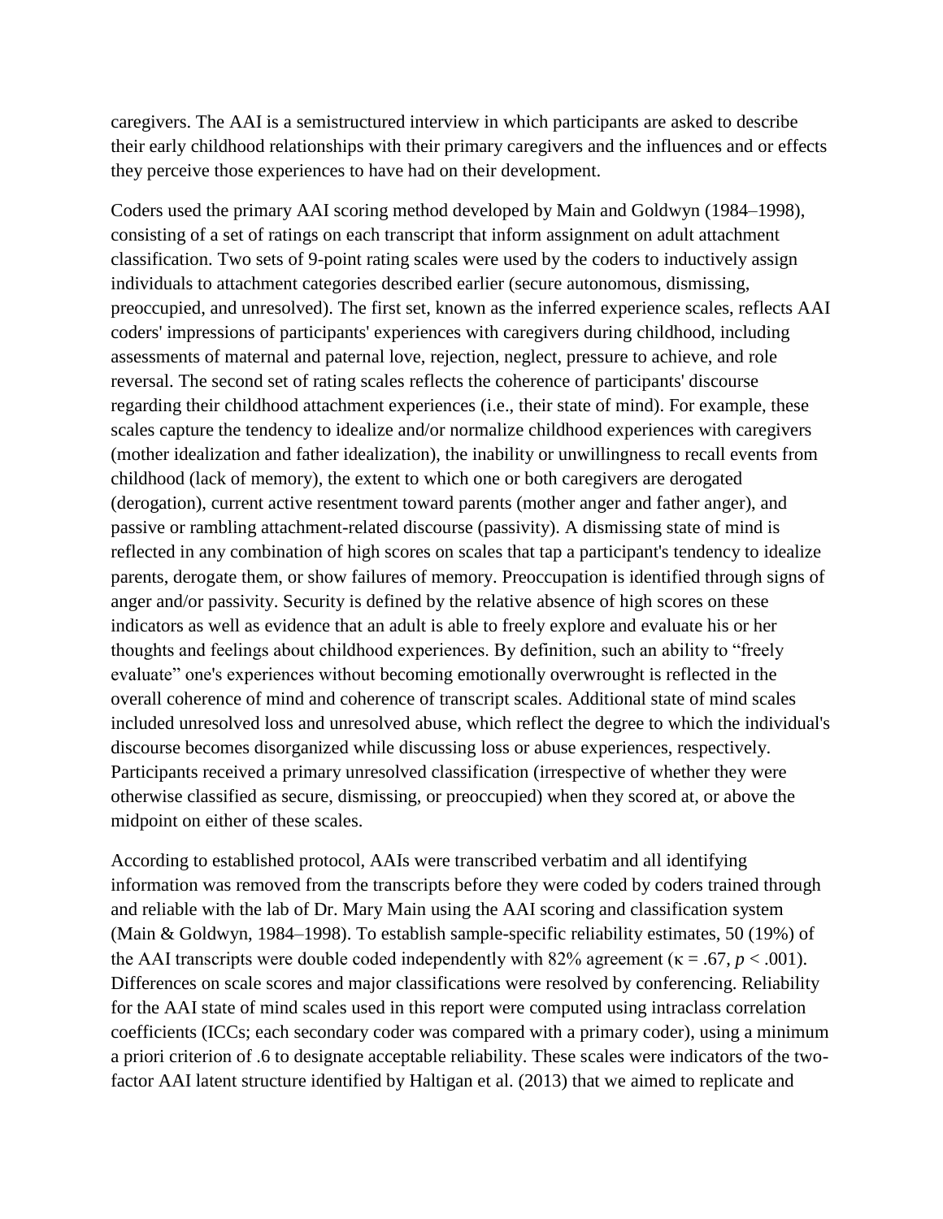caregivers. The AAI is a semistructured interview in which participants are asked to describe their early childhood relationships with their primary caregivers and the influences and or effects they perceive those experiences to have had on their development.

Coders used the primary AAI scoring method developed by Main and Goldwyn (1984–1998), consisting of a set of ratings on each transcript that inform assignment on adult attachment classification. Two sets of 9-point rating scales were used by the coders to inductively assign individuals to attachment categories described earlier (secure autonomous, dismissing, preoccupied, and unresolved). The first set, known as the inferred experience scales, reflects AAI coders' impressions of participants' experiences with caregivers during childhood, including assessments of maternal and paternal love, rejection, neglect, pressure to achieve, and role reversal. The second set of rating scales reflects the coherence of participants' discourse regarding their childhood attachment experiences (i.e., their state of mind). For example, these scales capture the tendency to idealize and/or normalize childhood experiences with caregivers (mother idealization and father idealization), the inability or unwillingness to recall events from childhood (lack of memory), the extent to which one or both caregivers are derogated (derogation), current active resentment toward parents (mother anger and father anger), and passive or rambling attachment-related discourse (passivity). A dismissing state of mind is reflected in any combination of high scores on scales that tap a participant's tendency to idealize parents, derogate them, or show failures of memory. Preoccupation is identified through signs of anger and/or passivity. Security is defined by the relative absence of high scores on these indicators as well as evidence that an adult is able to freely explore and evaluate his or her thoughts and feelings about childhood experiences. By definition, such an ability to "freely evaluate" one's experiences without becoming emotionally overwrought is reflected in the overall coherence of mind and coherence of transcript scales. Additional state of mind scales included unresolved loss and unresolved abuse, which reflect the degree to which the individual's discourse becomes disorganized while discussing loss or abuse experiences, respectively. Participants received a primary unresolved classification (irrespective of whether they were otherwise classified as secure, dismissing, or preoccupied) when they scored at, or above the midpoint on either of these scales.

According to established protocol, AAIs were transcribed verbatim and all identifying information was removed from the transcripts before they were coded by coders trained through and reliable with the lab of Dr. Mary Main using the AAI scoring and classification system (Main & Goldwyn, 1984–1998). To establish sample-specific reliability estimates, 50 (19%) of the AAI transcripts were double coded independently with 82% agreement ($\kappa = .67$, $p < .001$). Differences on scale scores and major classifications were resolved by conferencing. Reliability for the AAI state of mind scales used in this report were computed using intraclass correlation coefficients (ICCs; each secondary coder was compared with a primary coder), using a minimum a priori criterion of .6 to designate acceptable reliability. These scales were indicators of the two-factor AAI latent structure identified by Haltigan et al. (2013) that we aimed to replicate and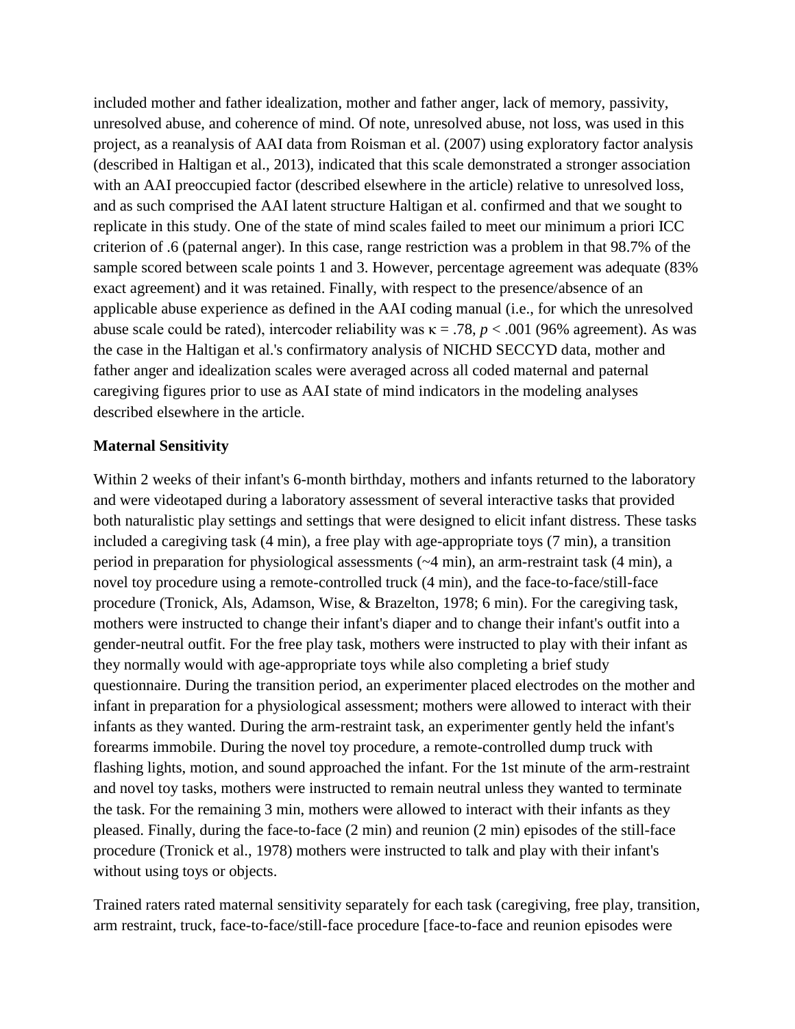included mother and father idealization, mother and father anger, lack of memory, passivity, unresolved abuse, and coherence of mind. Of note, unresolved abuse, not loss, was used in this project, as a reanalysis of AAI data from Roisman et al. (2007) using exploratory factor analysis (described in Haltigan et al., 2013), indicated that this scale demonstrated a stronger association with an AAI preoccupied factor (described elsewhere in the article) relative to unresolved loss, and as such comprised the AAI latent structure Haltigan et al. confirmed and that we sought to replicate in this study. One of the state of mind scales failed to meet our minimum a priori ICC criterion of .6 (paternal anger). In this case, range restriction was a problem in that 98.7% of the sample scored between scale points 1 and 3. However, percentage agreement was adequate (83% exact agreement) and it was retained. Finally, with respect to the presence/absence of an applicable abuse experience as defined in the AAI coding manual (i.e., for which the unresolved abuse scale could be rated), intercoder reliability was $\kappa = .78$, $p < .001$ (96% agreement). As was the case in the Haltigan et al.'s confirmatory analysis of NICHD SECCYD data, mother and father anger and idealization scales were averaged across all coded maternal and paternal caregiving figures prior to use as AAI state of mind indicators in the modeling analyses described elsewhere in the article.

**Maternal Sensitivity**

Within 2 weeks of their infant's 6-month birthday, mothers and infants returned to the laboratory and were videotaped during a laboratory assessment of several interactive tasks that provided both naturalistic play settings and settings that were designed to elicit infant distress. These tasks included a caregiving task (4 min), a free play with age-appropriate toys (7 min), a transition period in preparation for physiological assessments (~4 min), an arm-restraint task (4 min), a novel toy procedure using a remote-controlled truck (4 min), and the face-to-face/still-face procedure (Tronick, Als, Adamson, Wise, & Brazelton, 1978; 6 min). For the caregiving task, mothers were instructed to change their infant's diaper and to change their infant's outfit into a gender-neutral outfit. For the free play task, mothers were instructed to play with their infant as they normally would with age-appropriate toys while also completing a brief study questionnaire. During the transition period, an experimenter placed electrodes on the mother and infant in preparation for a physiological assessment; mothers were allowed to interact with their infants as they wanted. During the arm-restraint task, an experimenter gently held the infant's forearms immobile. During the novel toy procedure, a remote-controlled dump truck with flashing lights, motion, and sound approached the infant. For the 1st minute of the arm-restraint and novel toy tasks, mothers were instructed to remain neutral unless they wanted to terminate the task. For the remaining 3 min, mothers were allowed to interact with their infants as they pleased. Finally, during the face-to-face (2 min) and reunion (2 min) episodes of the still-face procedure (Tronick et al., 1978) mothers were instructed to talk and play with their infant's without using toys or objects.

Trained raters rated maternal sensitivity separately for each task (caregiving, free play, transition, arm restraint, truck, face-to-face/still-face procedure [face-to-face and reunion episodes were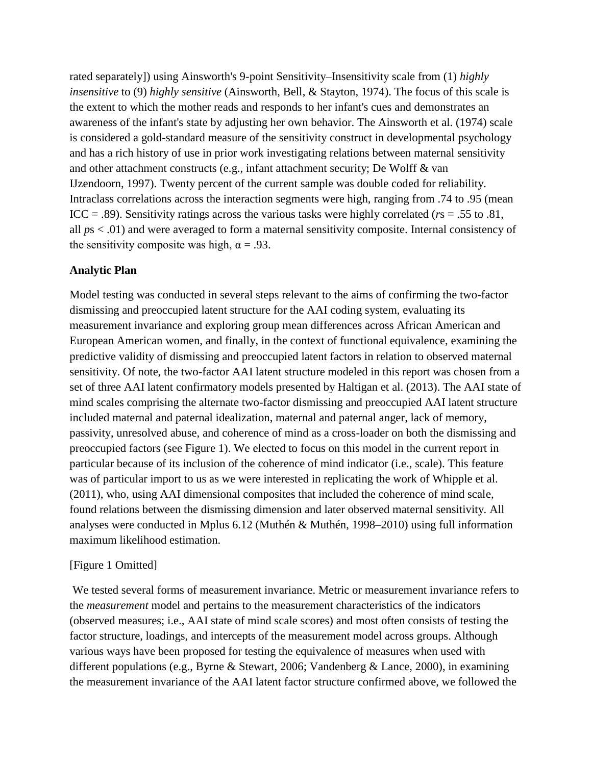rated separately]) using Ainsworth's 9-point Sensitivity–Insensitivity scale from (1) *highly insensitive* to (9) *highly sensitive* (Ainsworth, Bell, & Stayton, 1974). The focus of this scale is the extent to which the mother reads and responds to her infant's cues and demonstrates an awareness of the infant's state by adjusting her own behavior. The Ainsworth et al. (1974) scale is considered a gold-standard measure of the sensitivity construct in developmental psychology and has a rich history of use in prior work investigating relations between maternal sensitivity and other attachment constructs (e.g., infant attachment security; De Wolff & van IJzendoorn, 1997). Twenty percent of the current sample was double coded for reliability. Intraclass correlations across the interaction segments were high, ranging from .74 to .95 (mean ICC = .89). Sensitivity ratings across the various tasks were highly correlated (*r*s = .55 to .81, all *p*s < .01) and were averaged to form a maternal sensitivity composite. Internal consistency of the sensitivity composite was high, $\alpha = .93$.

## Analytic Plan

Model testing was conducted in several steps relevant to the aims of confirming the two-factor dismissing and preoccupied latent structure for the AAI coding system, evaluating its measurement invariance and exploring group mean differences across African American and European American women, and finally, in the context of functional equivalence, examining the predictive validity of dismissing and preoccupied latent factors in relation to observed maternal sensitivity. Of note, the two-factor AAI latent structure modeled in this report was chosen from a set of three AAI latent confirmatory models presented by Haltigan et al. (2013). The AAI state of mind scales comprising the alternate two-factor dismissing and preoccupied AAI latent structure included maternal and paternal idealization, maternal and paternal anger, lack of memory, passivity, unresolved abuse, and coherence of mind as a cross-loader on both the dismissing and preoccupied factors (see Figure 1). We elected to focus on this model in the current report in particular because of its inclusion of the coherence of mind indicator (i.e., scale). This feature was of particular import to us as we were interested in replicating the work of Whipple et al. (2011), who, using AAI dimensional composites that included the coherence of mind scale, found relations between the dismissing dimension and later observed maternal sensitivity. All analyses were conducted in Mplus 6.12 (Muthén & Muthén, 1998–2010) using full information maximum likelihood estimation.

[Figure 1 Omitted]

We tested several forms of measurement invariance. Metric or measurement invariance refers to the *measurement* model and pertains to the measurement characteristics of the indicators (observed measures; i.e., AAI state of mind scale scores) and most often consists of testing the factor structure, loadings, and intercepts of the measurement model across groups. Although various ways have been proposed for testing the equivalence of measures when used with different populations (e.g., Byrne & Stewart, 2006; Vandenberg & Lance, 2000), in examining the measurement invariance of the AAI latent factor structure confirmed above, we followed the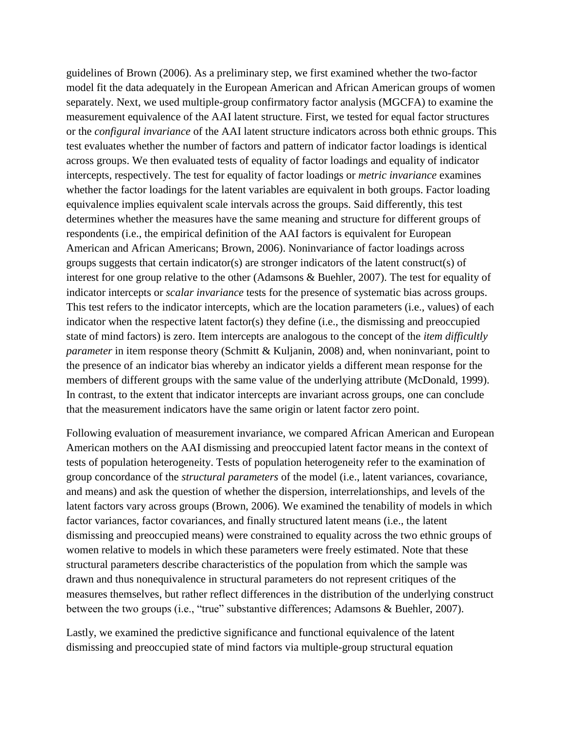guidelines of Brown (2006). As a preliminary step, we first examined whether the two-factor model fit the data adequately in the European American and African American groups of women separately. Next, we used multiple-group confirmatory factor analysis (MGCFA) to examine the measurement equivalence of the AAI latent structure. First, we tested for equal factor structures or the *configural invariance* of the AAI latent structure indicators across both ethnic groups. This test evaluates whether the number of factors and pattern of indicator factor loadings is identical across groups. We then evaluated tests of equality of factor loadings and equality of indicator intercepts, respectively. The test for equality of factor loadings or *metric invariance* examines whether the factor loadings for the latent variables are equivalent in both groups. Factor loading equivalence implies equivalent scale intervals across the groups. Said differently, this test determines whether the measures have the same meaning and structure for different groups of respondents (i.e., the empirical definition of the AAI factors is equivalent for European American and African Americans; Brown, 2006). Noninvariance of factor loadings across groups suggests that certain indicator(s) are stronger indicators of the latent construct(s) of interest for one group relative to the other (Adamsons & Buehler, 2007). The test for equality of indicator intercepts or *scalar invariance* tests for the presence of systematic bias across groups. This test refers to the indicator intercepts, which are the location parameters (i.e., values) of each indicator when the respective latent factor(s) they define (i.e., the dismissing and preoccupied state of mind factors) is zero. Item intercepts are analogous to the concept of the *item difficultly parameter* in item response theory (Schmitt & Kuljanin, 2008) and, when noninvariant, point to the presence of an indicator bias whereby an indicator yields a different mean response for the members of different groups with the same value of the underlying attribute (McDonald, 1999). In contrast, to the extent that indicator intercepts are invariant across groups, one can conclude that the measurement indicators have the same origin or latent factor zero point.

Following evaluation of measurement invariance, we compared African American and European American mothers on the AAI dismissing and preoccupied latent factor means in the context of tests of population heterogeneity. Tests of population heterogeneity refer to the examination of group concordance of the *structural parameters* of the model (i.e., latent variances, covariance, and means) and ask the question of whether the dispersion, interrelationships, and levels of the latent factors vary across groups (Brown, 2006). We examined the tenability of models in which factor variances, factor covariances, and finally structured latent means (i.e., the latent dismissing and preoccupied means) were constrained to equality across the two ethnic groups of women relative to models in which these parameters were freely estimated. Note that these structural parameters describe characteristics of the population from which the sample was drawn and thus nonequivalence in structural parameters do not represent critiques of the measures themselves, but rather reflect differences in the distribution of the underlying construct between the two groups (i.e., "true" substantive differences; Adamsons & Buehler, 2007).

Lastly, we examined the predictive significance and functional equivalence of the latent dismissing and preoccupied state of mind factors via multiple-group structural equation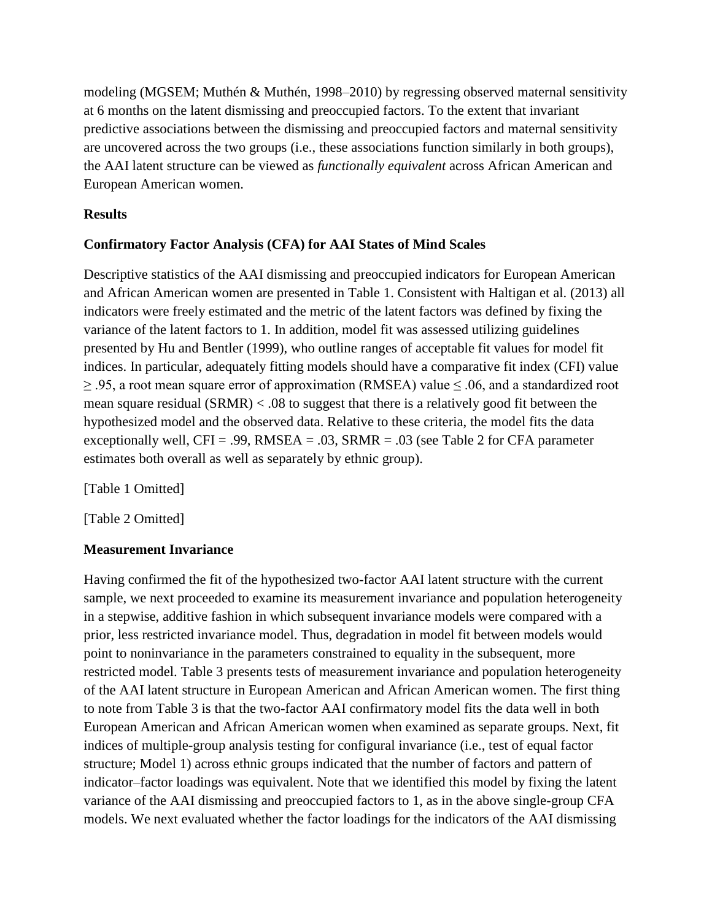modeling (MGSEM; Muthén & Muthén, 1998–2010) by regressing observed maternal sensitivity at 6 months on the latent dismissing and preoccupied factors. To the extent that invariant predictive associations between the dismissing and preoccupied factors and maternal sensitivity are uncovered across the two groups (i.e., these associations function similarly in both groups), the AAI latent structure can be viewed as *functionally equivalent* across African American and European American women.

## Results

### Confirmatory Factor Analysis (CFA) for AAI States of Mind Scales

Descriptive statistics of the AAI dismissing and preoccupied indicators for European American and African American women are presented in Table 1. Consistent with Haltigan et al. (2013) all indicators were freely estimated and the metric of the latent factors was defined by fixing the variance of the latent factors to 1. In addition, model fit was assessed utilizing guidelines presented by Hu and Bentler (1999), who outline ranges of acceptable fit values for model fit indices. In particular, adequately fitting models should have a comparative fit index (CFI) value $\geq .95$, a root mean square error of approximation (RMSEA) value $\leq .06$, and a standardized root mean square residual (SRMR) $< .08$ to suggest that there is a relatively good fit between the hypothesized model and the observed data. Relative to these criteria, the model fits the data exceptionally well, CFI = .99, RMSEA = .03, SRMR = .03 (see Table 2 for CFA parameter estimates both overall as well as separately by ethnic group).

[Table 1 Omitted]

[Table 2 Omitted]

### Measurement Invariance

Having confirmed the fit of the hypothesized two-factor AAI latent structure with the current sample, we next proceeded to examine its measurement invariance and population heterogeneity in a stepwise, additive fashion in which subsequent invariance models were compared with a prior, less restricted invariance model. Thus, degradation in model fit between models would point to noninvariance in the parameters constrained to equality in the subsequent, more restricted model. Table 3 presents tests of measurement invariance and population heterogeneity of the AAI latent structure in European American and African American women. The first thing to note from Table 3 is that the two-factor AAI confirmatory model fits the data well in both European American and African American women when examined as separate groups. Next, fit indices of multiple-group analysis testing for configural invariance (i.e., test of equal factor structure; Model 1) across ethnic groups indicated that the number of factors and pattern of indicator–factor loadings was equivalent. Note that we identified this model by fixing the latent variance of the AAI dismissing and preoccupied factors to 1, as in the above single-group CFA models. We next evaluated whether the factor loadings for the indicators of the AAI dismissing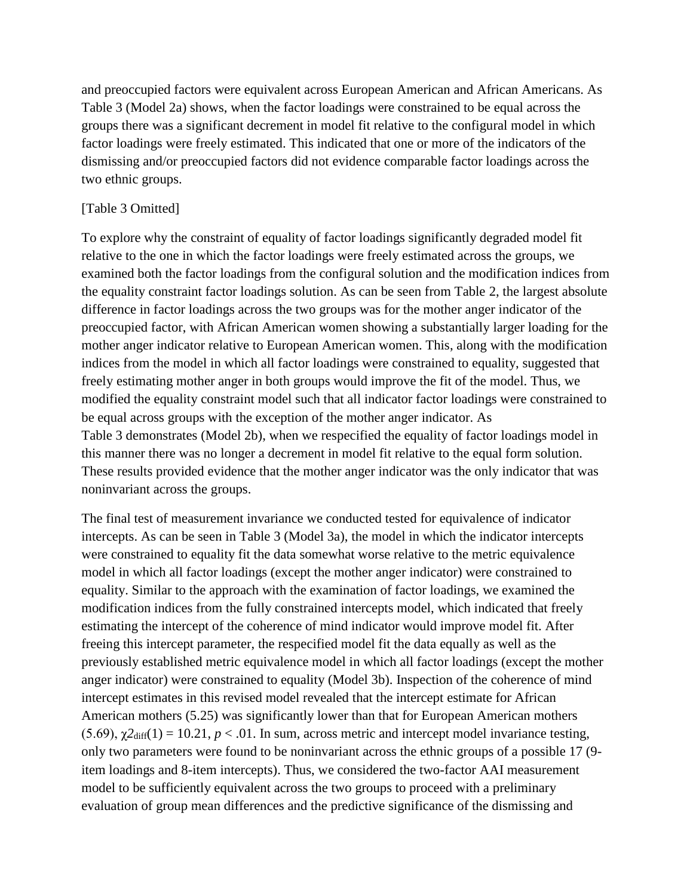and preoccupied factors were equivalent across European American and African Americans. As Table 3 (Model 2a) shows, when the factor loadings were constrained to be equal across the groups there was a significant decrement in model fit relative to the configural model in which factor loadings were freely estimated. This indicated that one or more of the indicators of the dismissing and/or preoccupied factors did not evidence comparable factor loadings across the two ethnic groups.

[Table 3 Omitted]

To explore why the constraint of equality of factor loadings significantly degraded model fit relative to the one in which the factor loadings were freely estimated across the groups, we examined both the factor loadings from the configural solution and the modification indices from the equality constraint factor loadings solution. As can be seen from Table 2, the largest absolute difference in factor loadings across the two groups was for the mother anger indicator of the preoccupied factor, with African American women showing a substantially larger loading for the mother anger indicator relative to European American women. This, along with the modification indices from the model in which all factor loadings were constrained to equality, suggested that freely estimating mother anger in both groups would improve the fit of the model. Thus, we modified the equality constraint model such that all indicator factor loadings were constrained to be equal across groups with the exception of the mother anger indicator. As Table 3 demonstrates (Model 2b), when we respecified the equality of factor loadings model in this manner there was no longer a decrement in model fit relative to the equal form solution. These results provided evidence that the mother anger indicator was the only indicator that was noninvariant across the groups.

The final test of measurement invariance we conducted tested for equivalence of indicator intercepts. As can be seen in Table 3 (Model 3a), the model in which the indicator intercepts were constrained to equality fit the data somewhat worse relative to the metric equivalence model in which all factor loadings (except the mother anger indicator) were constrained to equality. Similar to the approach with the examination of factor loadings, we examined the modification indices from the fully constrained intercepts model, which indicated that freely estimating the intercept of the coherence of mind indicator would improve model fit. After freeing this intercept parameter, the respecified model fit the data equally as well as the previously established metric equivalence model in which all factor loadings (except the mother anger indicator) were constrained to equality (Model 3b). Inspection of the coherence of mind intercept estimates in this revised model revealed that the intercept estimate for African American mothers (5.25) was significantly lower than that for European American mothers (5.69), $\chi 2_{\text{diff}}(1) = 10.21$, $p < .01$. In sum, across metric and intercept model invariance testing, only two parameters were found to be noninvariant across the ethnic groups of a possible 17 (9-item loadings and 8-item intercepts). Thus, we considered the two-factor AAI measurement model to be sufficiently equivalent across the two groups to proceed with a preliminary evaluation of group mean differences and the predictive significance of the dismissing and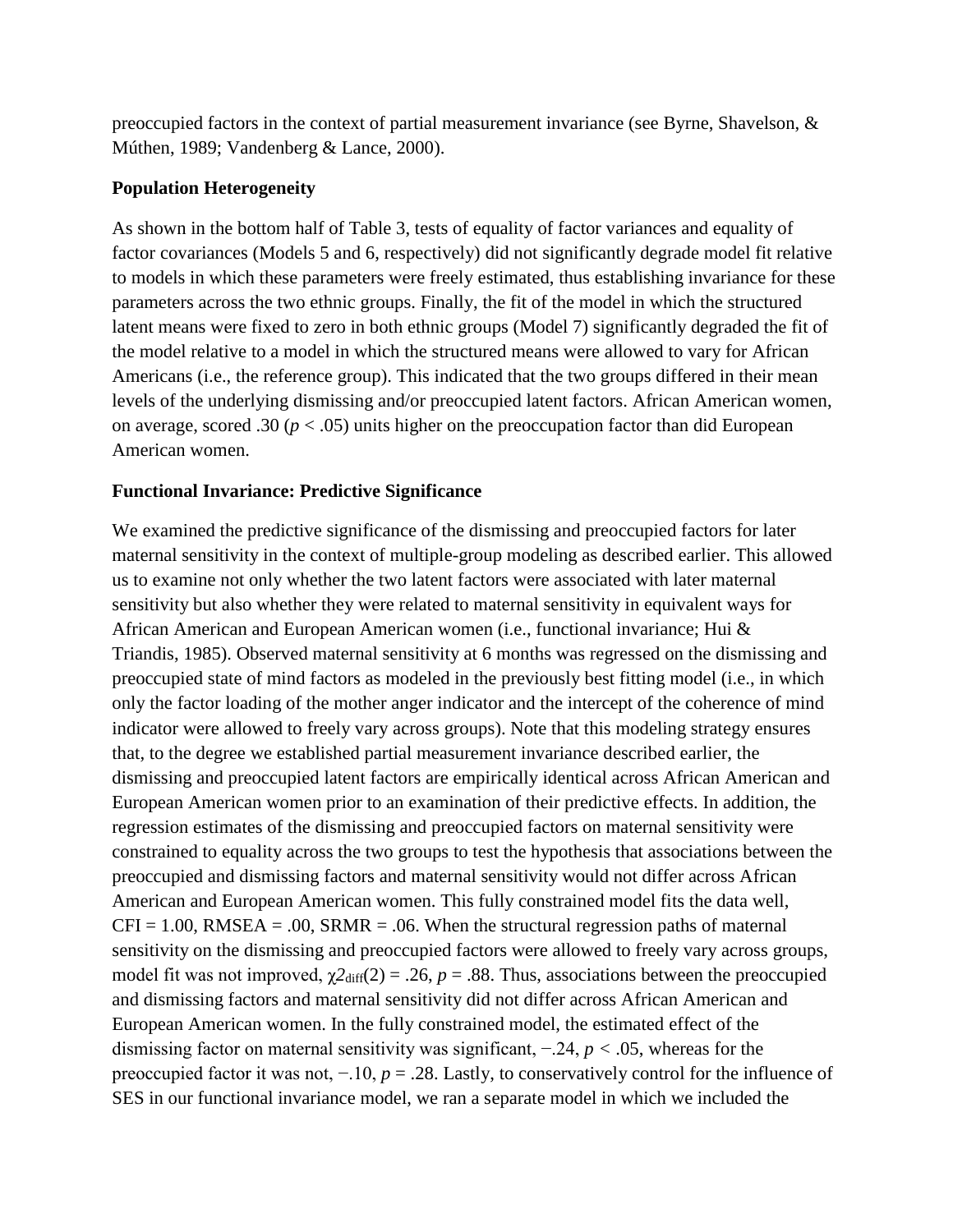preoccupied factors in the context of partial measurement invariance (see Byrne, Shavelson, & Múthen, 1989; Vandenberg & Lance, 2000).

**Population Heterogeneity**

As shown in the bottom half of Table 3, tests of equality of factor variances and equality of factor covariances (Models 5 and 6, respectively) did not significantly degrade model fit relative to models in which these parameters were freely estimated, thus establishing invariance for these parameters across the two ethnic groups. Finally, the fit of the model in which the structured latent means were fixed to zero in both ethnic groups (Model 7) significantly degraded the fit of the model relative to a model in which the structured means were allowed to vary for African Americans (i.e., the reference group). This indicated that the two groups differed in their mean levels of the underlying dismissing and/or preoccupied latent factors. African American women, on average, scored .30 ($p < .05$) units higher on the preoccupation factor than did European American women.

**Functional Invariance: Predictive Significance**

We examined the predictive significance of the dismissing and preoccupied factors for later maternal sensitivity in the context of multiple-group modeling as described earlier. This allowed us to examine not only whether the two latent factors were associated with later maternal sensitivity but also whether they were related to maternal sensitivity in equivalent ways for African American and European American women (i.e., functional invariance; Hui & Triandis, 1985). Observed maternal sensitivity at 6 months was regressed on the dismissing and preoccupied state of mind factors as modeled in the previously best fitting model (i.e., in which only the factor loading of the mother anger indicator and the intercept of the coherence of mind indicator were allowed to freely vary across groups). Note that this modeling strategy ensures that, to the degree we established partial measurement invariance described earlier, the dismissing and preoccupied latent factors are empirically identical across African American and European American women prior to an examination of their predictive effects. In addition, the regression estimates of the dismissing and preoccupied factors on maternal sensitivity were constrained to equality across the two groups to test the hypothesis that associations between the preoccupied and dismissing factors and maternal sensitivity would not differ across African American and European American women. This fully constrained model fits the data well, CFI = 1.00, RMSEA = .00, SRMR = .06. When the structural regression paths of maternal sensitivity on the dismissing and preoccupied factors were allowed to freely vary across groups, model fit was not improved, $\chi 2_{\text{diff}}(2) = .26$, $p = .88$. Thus, associations between the preoccupied and dismissing factors and maternal sensitivity did not differ across African American and European American women. In the fully constrained model, the estimated effect of the dismissing factor on maternal sensitivity was significant, −.24, $p < .05$, whereas for the preoccupied factor it was not, −.10, $p = .28$. Lastly, to conservatively control for the influence of SES in our functional invariance model, we ran a separate model in which we included the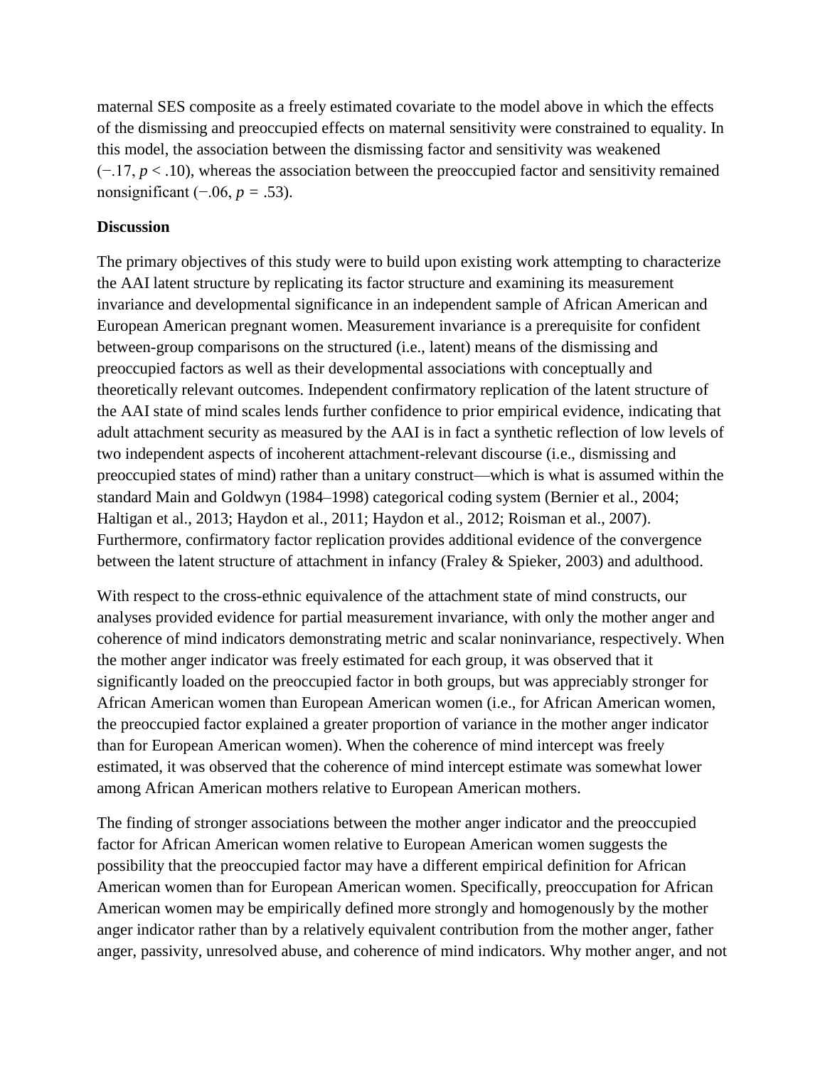maternal SES composite as a freely estimated covariate to the model above in which the effects of the dismissing and preoccupied effects on maternal sensitivity were constrained to equality. In this model, the association between the dismissing factor and sensitivity was weakened (−.17, $p < .10$), whereas the association between the preoccupied factor and sensitivity remained nonsignificant (−.06, $p = .53$).

## Discussion

The primary objectives of this study were to build upon existing work attempting to characterize the AAI latent structure by replicating its factor structure and examining its measurement invariance and developmental significance in an independent sample of African American and European American pregnant women. Measurement invariance is a prerequisite for confident between-group comparisons on the structured (i.e., latent) means of the dismissing and preoccupied factors as well as their developmental associations with conceptually and theoretically relevant outcomes. Independent confirmatory replication of the latent structure of the AAI state of mind scales lends further confidence to prior empirical evidence, indicating that adult attachment security as measured by the AAI is in fact a synthetic reflection of low levels of two independent aspects of incoherent attachment-relevant discourse (i.e., dismissing and preoccupied states of mind) rather than a unitary construct—which is what is assumed within the standard Main and Goldwyn (1984–1998) categorical coding system (Bernier et al., 2004; Haltigan et al., 2013; Haydon et al., 2011; Haydon et al., 2012; Roisman et al., 2007). Furthermore, confirmatory factor replication provides additional evidence of the convergence between the latent structure of attachment in infancy (Fraley & Spieker, 2003) and adulthood.

With respect to the cross-ethnic equivalence of the attachment state of mind constructs, our analyses provided evidence for partial measurement invariance, with only the mother anger and coherence of mind indicators demonstrating metric and scalar noninvariance, respectively. When the mother anger indicator was freely estimated for each group, it was observed that it significantly loaded on the preoccupied factor in both groups, but was appreciably stronger for African American women than European American women (i.e., for African American women, the preoccupied factor explained a greater proportion of variance in the mother anger indicator than for European American women). When the coherence of mind intercept was freely estimated, it was observed that the coherence of mind intercept estimate was somewhat lower among African American mothers relative to European American mothers.

The finding of stronger associations between the mother anger indicator and the preoccupied factor for African American women relative to European American women suggests the possibility that the preoccupied factor may have a different empirical definition for African American women than for European American women. Specifically, preoccupation for African American women may be empirically defined more strongly and homogenously by the mother anger indicator rather than by a relatively equivalent contribution from the mother anger, father anger, passivity, unresolved abuse, and coherence of mind indicators. Why mother anger, and not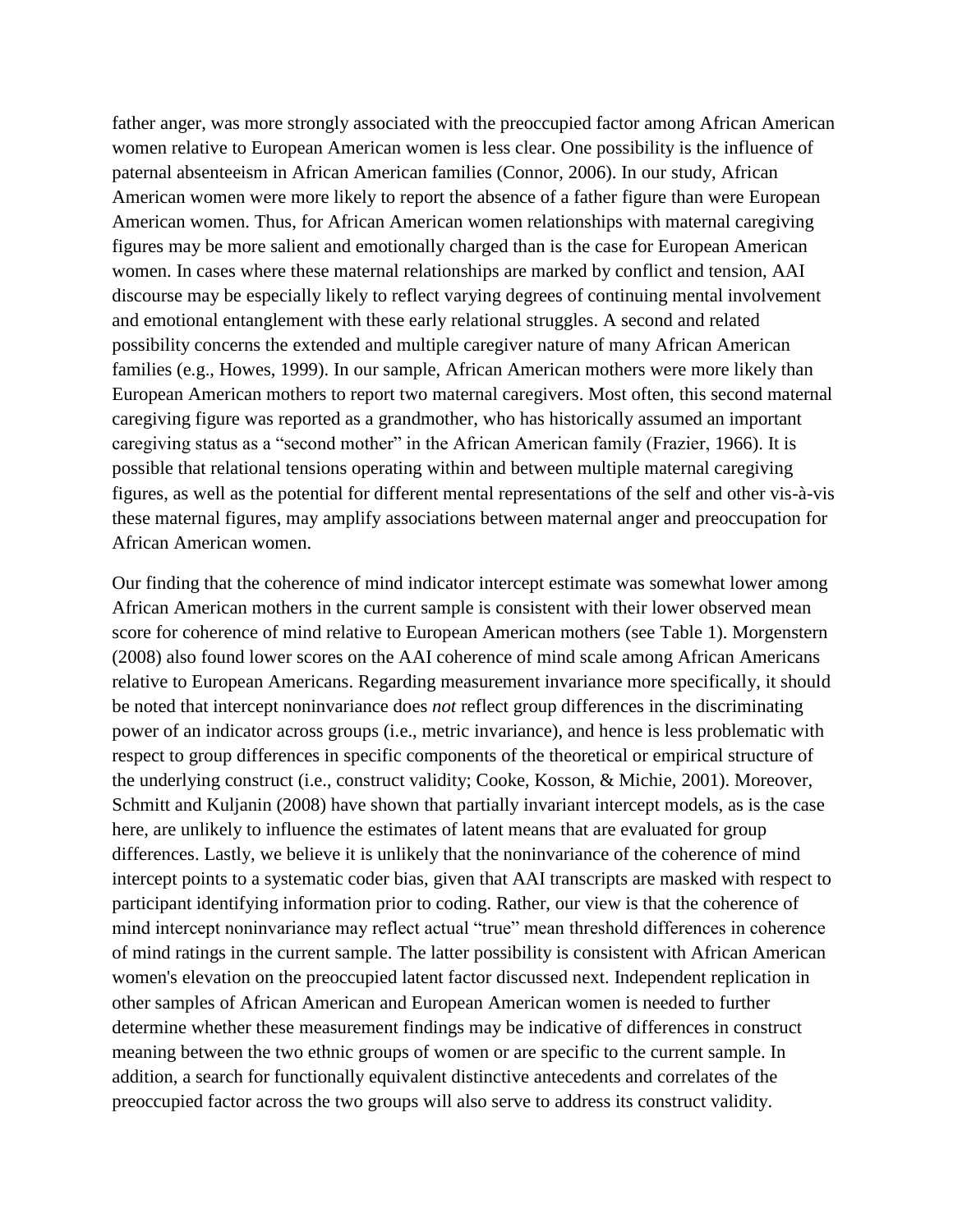father anger, was more strongly associated with the preoccupied factor among African American women relative to European American women is less clear. One possibility is the influence of paternal absenteeism in African American families (Connor, 2006). In our study, African American women were more likely to report the absence of a father figure than were European American women. Thus, for African American women relationships with maternal caregiving figures may be more salient and emotionally charged than is the case for European American women. In cases where these maternal relationships are marked by conflict and tension, AAI discourse may be especially likely to reflect varying degrees of continuing mental involvement and emotional entanglement with these early relational struggles. A second and related possibility concerns the extended and multiple caregiver nature of many African American families (e.g., Howes, 1999). In our sample, African American mothers were more likely than European American mothers to report two maternal caregivers. Most often, this second maternal caregiving figure was reported as a grandmother, who has historically assumed an important caregiving status as a "second mother" in the African American family (Frazier, 1966). It is possible that relational tensions operating within and between multiple maternal caregiving figures, as well as the potential for different mental representations of the self and other vis-à-vis these maternal figures, may amplify associations between maternal anger and preoccupation for African American women.

Our finding that the coherence of mind indicator intercept estimate was somewhat lower among African American mothers in the current sample is consistent with their lower observed mean score for coherence of mind relative to European American mothers (see Table 1). Morgenstern (2008) also found lower scores on the AAI coherence of mind scale among African Americans relative to European Americans. Regarding measurement invariance more specifically, it should be noted that intercept noninvariance does *not* reflect group differences in the discriminating power of an indicator across groups (i.e., metric invariance), and hence is less problematic with respect to group differences in specific components of the theoretical or empirical structure of the underlying construct (i.e., construct validity; Cooke, Kosson, & Michie, 2001). Moreover, Schmitt and Kuljanin (2008) have shown that partially invariant intercept models, as is the case here, are unlikely to influence the estimates of latent means that are evaluated for group differences. Lastly, we believe it is unlikely that the noninvariance of the coherence of mind intercept points to a systematic coder bias, given that AAI transcripts are masked with respect to participant identifying information prior to coding. Rather, our view is that the coherence of mind intercept noninvariance may reflect actual "true" mean threshold differences in coherence of mind ratings in the current sample. The latter possibility is consistent with African American women's elevation on the preoccupied latent factor discussed next. Independent replication in other samples of African American and European American women is needed to further determine whether these measurement findings may be indicative of differences in construct meaning between the two ethnic groups of women or are specific to the current sample. In addition, a search for functionally equivalent distinctive antecedents and correlates of the preoccupied factor across the two groups will also serve to address its construct validity.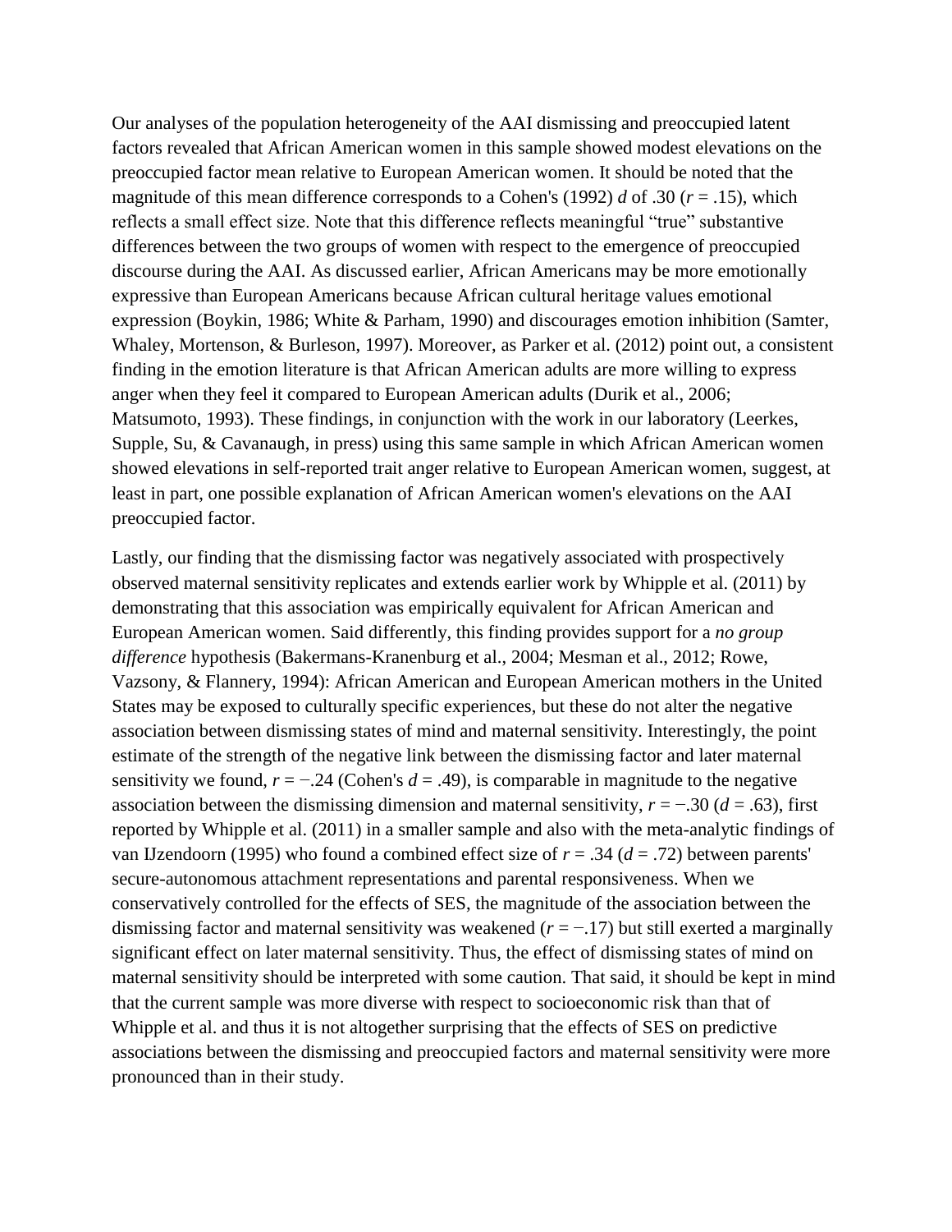Our analyses of the population heterogeneity of the AAI dismissing and preoccupied latent factors revealed that African American women in this sample showed modest elevations on the preoccupied factor mean relative to European American women. It should be noted that the magnitude of this mean difference corresponds to a Cohen's (1992) $d$ of .30 ($r = .15$), which reflects a small effect size. Note that this difference reflects meaningful "true" substantive differences between the two groups of women with respect to the emergence of preoccupied discourse during the AAI. As discussed earlier, African Americans may be more emotionally expressive than European Americans because African cultural heritage values emotional expression (Boykin, 1986; White & Parham, 1990) and discourages emotion inhibition (Samter, Whaley, Mortenson, & Burleson, 1997). Moreover, as Parker et al. (2012) point out, a consistent finding in the emotion literature is that African American adults are more willing to express anger when they feel it compared to European American adults (Durik et al., 2006; Matsumoto, 1993). These findings, in conjunction with the work in our laboratory (Leerkes, Supple, Su, & Cavanaugh, in press) using this same sample in which African American women showed elevations in self-reported trait anger relative to European American women, suggest, at least in part, one possible explanation of African American women's elevations on the AAI preoccupied factor.

Lastly, our finding that the dismissing factor was negatively associated with prospectively observed maternal sensitivity replicates and extends earlier work by Whipple et al. (2011) by demonstrating that this association was empirically equivalent for African American and European American women. Said differently, this finding provides support for a *no group difference* hypothesis (Bakermans-Kranenburg et al., 2004; Mesman et al., 2012; Rowe, Vazsony, & Flannery, 1994): African American and European American mothers in the United States may be exposed to culturally specific experiences, but these do not alter the negative association between dismissing states of mind and maternal sensitivity. Interestingly, the point estimate of the strength of the negative link between the dismissing factor and later maternal sensitivity we found, $r = -.24$ (Cohen's $d = .49$), is comparable in magnitude to the negative association between the dismissing dimension and maternal sensitivity, $r = -.30$ ($d = .63$), first reported by Whipple et al. (2011) in a smaller sample and also with the meta-analytic findings of van IJzendoorn (1995) who found a combined effect size of $r = .34$ ($d = .72$) between parents' secure-autonomous attachment representations and parental responsiveness. When we conservatively controlled for the effects of SES, the magnitude of the association between the dismissing factor and maternal sensitivity was weakened ($r = -.17$) but still exerted a marginally significant effect on later maternal sensitivity. Thus, the effect of dismissing states of mind on maternal sensitivity should be interpreted with some caution. That said, it should be kept in mind that the current sample was more diverse with respect to socioeconomic risk than that of Whipple et al. and thus it is not altogether surprising that the effects of SES on predictive associations between the dismissing and preoccupied factors and maternal sensitivity were more pronounced than in their study.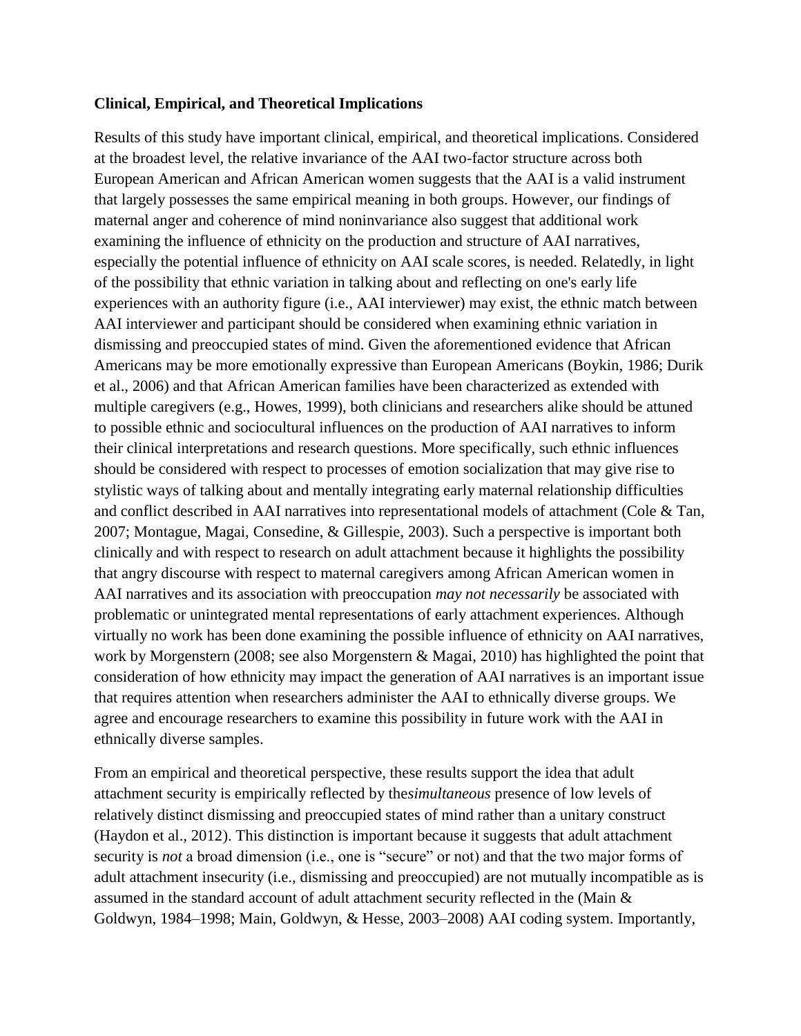**Clinical, Empirical, and Theoretical Implications**

Results of this study have important clinical, empirical, and theoretical implications. Considered at the broadest level, the relative invariance of the AAI two-factor structure across both European American and African American women suggests that the AAI is a valid instrument that largely possesses the same empirical meaning in both groups. However, our findings of maternal anger and coherence of mind noninvariance also suggest that additional work examining the influence of ethnicity on the production and structure of AAI narratives, especially the potential influence of ethnicity on AAI scale scores, is needed. Relatedly, in light of the possibility that ethnic variation in talking about and reflecting on one's early life experiences with an authority figure (i.e., AAI interviewer) may exist, the ethnic match between AAI interviewer and participant should be considered when examining ethnic variation in dismissing and preoccupied states of mind. Given the aforementioned evidence that African Americans may be more emotionally expressive than European Americans (Boykin, 1986; Durik et al., 2006) and that African American families have been characterized as extended with multiple caregivers (e.g., Howes, 1999), both clinicians and researchers alike should be attuned to possible ethnic and sociocultural influences on the production of AAI narratives to inform their clinical interpretations and research questions. More specifically, such ethnic influences should be considered with respect to processes of emotion socialization that may give rise to stylistic ways of talking about and mentally integrating early maternal relationship difficulties and conflict described in AAI narratives into representational models of attachment (Cole & Tan, 2007; Montague, Magai, Consedine, & Gillespie, 2003). Such a perspective is important both clinically and with respect to research on adult attachment because it highlights the possibility that angry discourse with respect to maternal caregivers among African American women in AAI narratives and its association with preoccupation *may not necessarily* be associated with problematic or unintegrated mental representations of early attachment experiences. Although virtually no work has been done examining the possible influence of ethnicity on AAI narratives, work by Morgenstern (2008; see also Morgenstern & Magai, 2010) has highlighted the point that consideration of how ethnicity may impact the generation of AAI narratives is an important issue that requires attention when researchers administer the AAI to ethnically diverse groups. We agree and encourage researchers to examine this possibility in future work with the AAI in ethnically diverse samples.

From an empirical and theoretical perspective, these results support the idea that adult attachment security is empirically reflected by the*simultaneous* presence of low levels of relatively distinct dismissing and preoccupied states of mind rather than a unitary construct (Haydon et al., 2012). This distinction is important because it suggests that adult attachment security is *not* a broad dimension (i.e., one is "secure" or not) and that the two major forms of adult attachment insecurity (i.e., dismissing and preoccupied) are not mutually incompatible as is assumed in the standard account of adult attachment security reflected in the (Main & Goldwyn, 1984–1998; Main, Goldwyn, & Hesse, 2003–2008) AAI coding system. Importantly,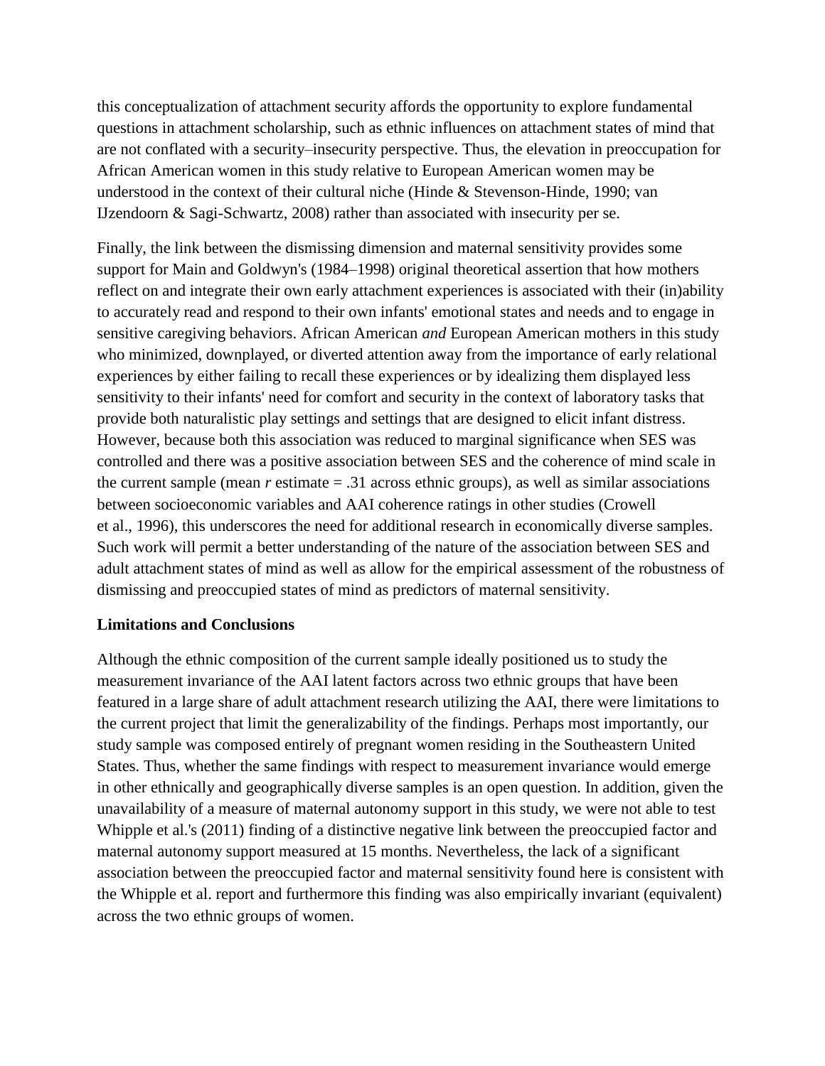this conceptualization of attachment security affords the opportunity to explore fundamental questions in attachment scholarship, such as ethnic influences on attachment states of mind that are not conflated with a security–insecurity perspective. Thus, the elevation in preoccupation for African American women in this study relative to European American women may be understood in the context of their cultural niche (Hinde & Stevenson-Hinde, 1990; van IJzendoorn & Sagi-Schwartz, 2008) rather than associated with insecurity per se.

Finally, the link between the dismissing dimension and maternal sensitivity provides some support for Main and Goldwyn's (1984–1998) original theoretical assertion that how mothers reflect on and integrate their own early attachment experiences is associated with their (in)ability to accurately read and respond to their own infants' emotional states and needs and to engage in sensitive caregiving behaviors. African American *and* European American mothers in this study who minimized, downplayed, or diverted attention away from the importance of early relational experiences by either failing to recall these experiences or by idealizing them displayed less sensitivity to their infants' need for comfort and security in the context of laboratory tasks that provide both naturalistic play settings and settings that are designed to elicit infant distress. However, because both this association was reduced to marginal significance when SES was controlled and there was a positive association between SES and the coherence of mind scale in the current sample (mean $r$ estimate = .31 across ethnic groups), as well as similar associations between socioeconomic variables and AAI coherence ratings in other studies (Crowell et al., 1996), this underscores the need for additional research in economically diverse samples. Such work will permit a better understanding of the nature of the association between SES and adult attachment states of mind as well as allow for the empirical assessment of the robustness of dismissing and preoccupied states of mind as predictors of maternal sensitivity.

### Limitations and Conclusions

Although the ethnic composition of the current sample ideally positioned us to study the measurement invariance of the AAI latent factors across two ethnic groups that have been featured in a large share of adult attachment research utilizing the AAI, there were limitations to the current project that limit the generalizability of the findings. Perhaps most importantly, our study sample was composed entirely of pregnant women residing in the Southeastern United States. Thus, whether the same findings with respect to measurement invariance would emerge in other ethnically and geographically diverse samples is an open question. In addition, given the unavailability of a measure of maternal autonomy support in this study, we were not able to test Whipple et al.'s (2011) finding of a distinctive negative link between the preoccupied factor and maternal autonomy support measured at 15 months. Nevertheless, the lack of a significant association between the preoccupied factor and maternal sensitivity found here is consistent with the Whipple et al. report and furthermore this finding was also empirically invariant (equivalent) across the two ethnic groups of women.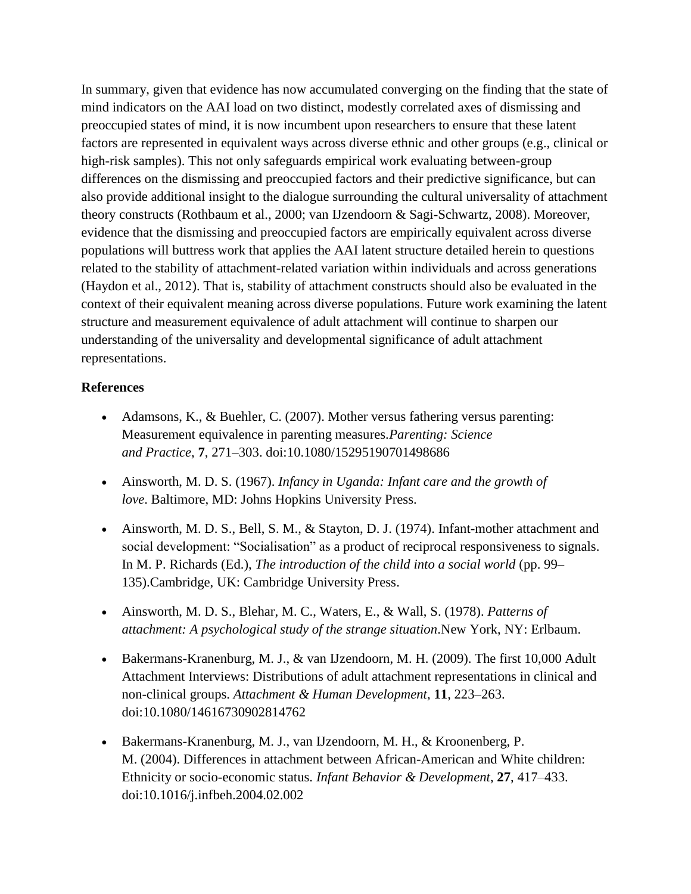In summary, given that evidence has now accumulated converging on the finding that the state of mind indicators on the AAI load on two distinct, modestly correlated axes of dismissing and preoccupied states of mind, it is now incumbent upon researchers to ensure that these latent factors are represented in equivalent ways across diverse ethnic and other groups (e.g., clinical or high-risk samples). This not only safeguards empirical work evaluating between-group differences on the dismissing and preoccupied factors and their predictive significance, but can also provide additional insight to the dialogue surrounding the cultural universality of attachment theory constructs (Rothbaum et al., 2000; van IJzendoorn & Sagi-Schwartz, 2008). Moreover, evidence that the dismissing and preoccupied factors are empirically equivalent across diverse populations will buttress work that applies the AAI latent structure detailed herein to questions related to the stability of attachment-related variation within individuals and across generations (Haydon et al., 2012). That is, stability of attachment constructs should also be evaluated in the context of their equivalent meaning across diverse populations. Future work examining the latent structure and measurement equivalence of adult attachment will continue to sharpen our understanding of the universality and developmental significance of adult attachment representations.

**References**

- Adamsons, K., & Buehler, C. (2007). Mother versus fathering versus parenting: Measurement equivalence in parenting measures.*Parenting: Science and Practice*, **7**, 271–303. doi:10.1080/15295190701498686
- Ainsworth, M. D. S. (1967). *Infancy in Uganda: Infant care and the growth of love*. Baltimore, MD: Johns Hopkins University Press.
- Ainsworth, M. D. S., Bell, S. M., & Stayton, D. J. (1974). Infant-mother attachment and social development: "Socialisation" as a product of reciprocal responsiveness to signals. In M. P. Richards (Ed.), *The introduction of the child into a social world* (pp. 99–135).Cambridge, UK: Cambridge University Press.
- Ainsworth, M. D. S., Blehar, M. C., Waters, E., & Wall, S. (1978). *Patterns of attachment: A psychological study of the strange situation*.New York, NY: Erlbaum.
- Bakermans-Kranenburg, M. J., & van IJzendoorn, M. H. (2009). The first 10,000 Adult Attachment Interviews: Distributions of adult attachment representations in clinical and non-clinical groups. *Attachment & Human Development*, **11**, 223–263. doi:10.1080/14616730902814762
- Bakermans-Kranenburg, M. J., van IJzendoorn, M. H., & Kroonenberg, P. M. (2004). Differences in attachment between African-American and White children: Ethnicity or socio-economic status. *Infant Behavior & Development*, **27**, 417–433. doi:10.1016/j.infbeh.2004.02.002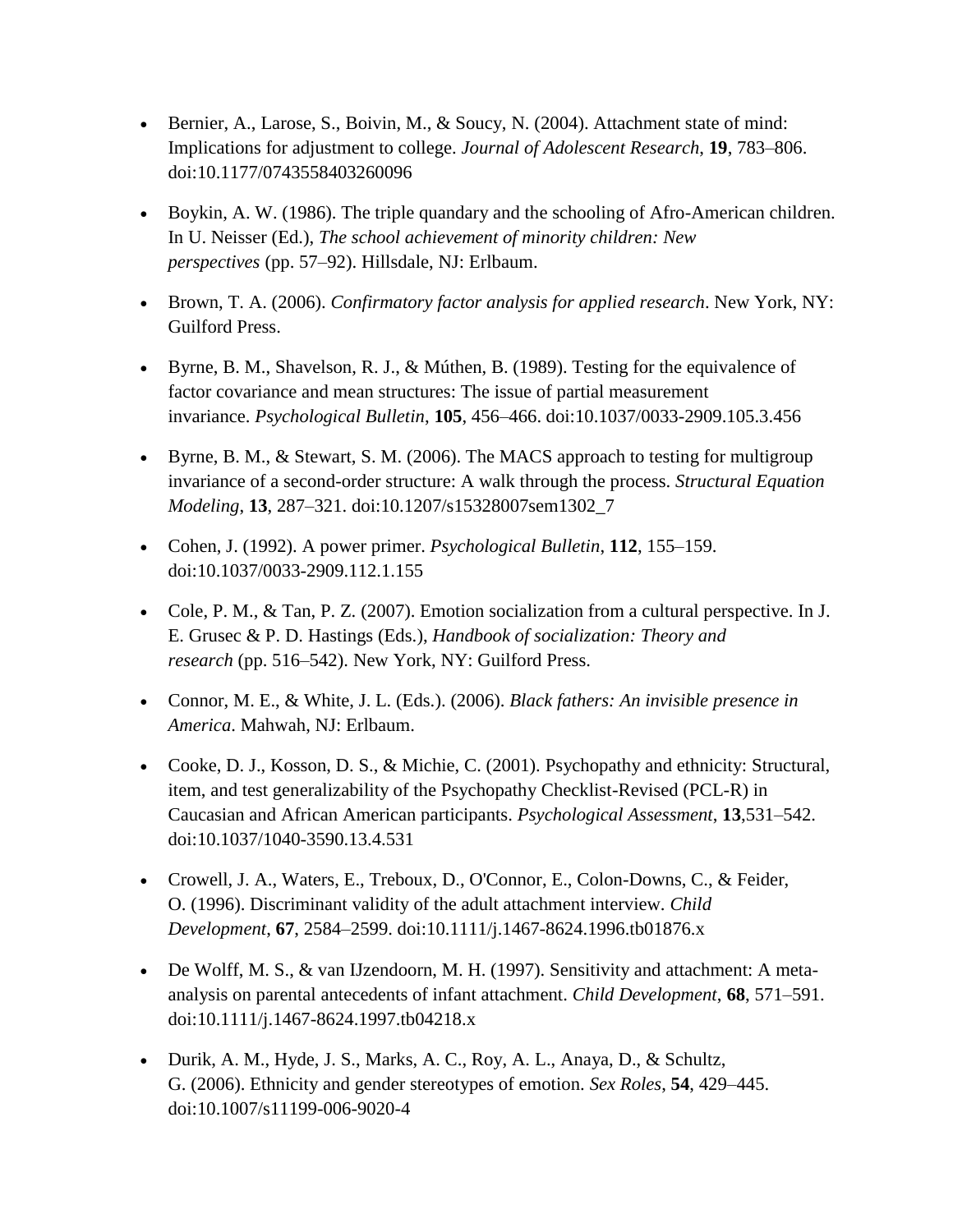- Bernier, A., Larose, S., Boivin, M., & Soucy, N. (2004). Attachment state of mind: Implications for adjustment to college. *Journal of Adolescent Research*, **19**, 783–806. doi:10.1177/0743558403260096
- Boykin, A. W. (1986). The triple quandary and the schooling of Afro-American children. In U. Neisser (Ed.), *The school achievement of minority children: New perspectives* (pp. 57–92). Hillsdale, NJ: Erlbaum.
- Brown, T. A. (2006). *Confirmatory factor analysis for applied research*. New York, NY: Guilford Press.
- Byrne, B. M., Shavelson, R. J., & Múthen, B. (1989). Testing for the equivalence of factor covariance and mean structures: The issue of partial measurement invariance. *Psychological Bulletin*, **105**, 456–466. doi:10.1037/0033-2909.105.3.456
- Byrne, B. M., & Stewart, S. M. (2006). The MACS approach to testing for multigroup invariance of a second-order structure: A walk through the process. *Structural Equation Modeling*, **13**, 287–321. doi:10.1207/s15328007sem1302_7
- Cohen, J. (1992). A power primer. *Psychological Bulletin*, **112**, 155–159. doi:10.1037/0033-2909.112.1.155
- Cole, P. M., & Tan, P. Z. (2007). Emotion socialization from a cultural perspective. In J. E. Grusec & P. D. Hastings (Eds.), *Handbook of socialization: Theory and research* (pp. 516–542). New York, NY: Guilford Press.
- Connor, M. E., & White, J. L. (Eds.). (2006). *Black fathers: An invisible presence in America*. Mahwah, NJ: Erlbaum.
- Cooke, D. J., Kosson, D. S., & Michie, C. (2001). Psychopathy and ethnicity: Structural, item, and test generalizability of the Psychopathy Checklist-Revised (PCL-R) in Caucasian and African American participants. *Psychological Assessment*, **13**,531–542. doi:10.1037/1040-3590.13.4.531
- Crowell, J. A., Waters, E., Treboux, D., O'Connor, E., Colon-Downs, C., & Feider, O. (1996). Discriminant validity of the adult attachment interview. *Child Development*, **67**, 2584–2599. doi:10.1111/j.1467-8624.1996.tb01876.x
- De Wolff, M. S., & van IJzendoorn, M. H. (1997). Sensitivity and attachment: A meta-analysis on parental antecedents of infant attachment. *Child Development*, **68**, 571–591. doi:10.1111/j.1467-8624.1997.tb04218.x
- Durik, A. M., Hyde, J. S., Marks, A. C., Roy, A. L., Anaya, D., & Schultz, G. (2006). Ethnicity and gender stereotypes of emotion. *Sex Roles*, **54**, 429–445. doi:10.1007/s11199-006-9020-4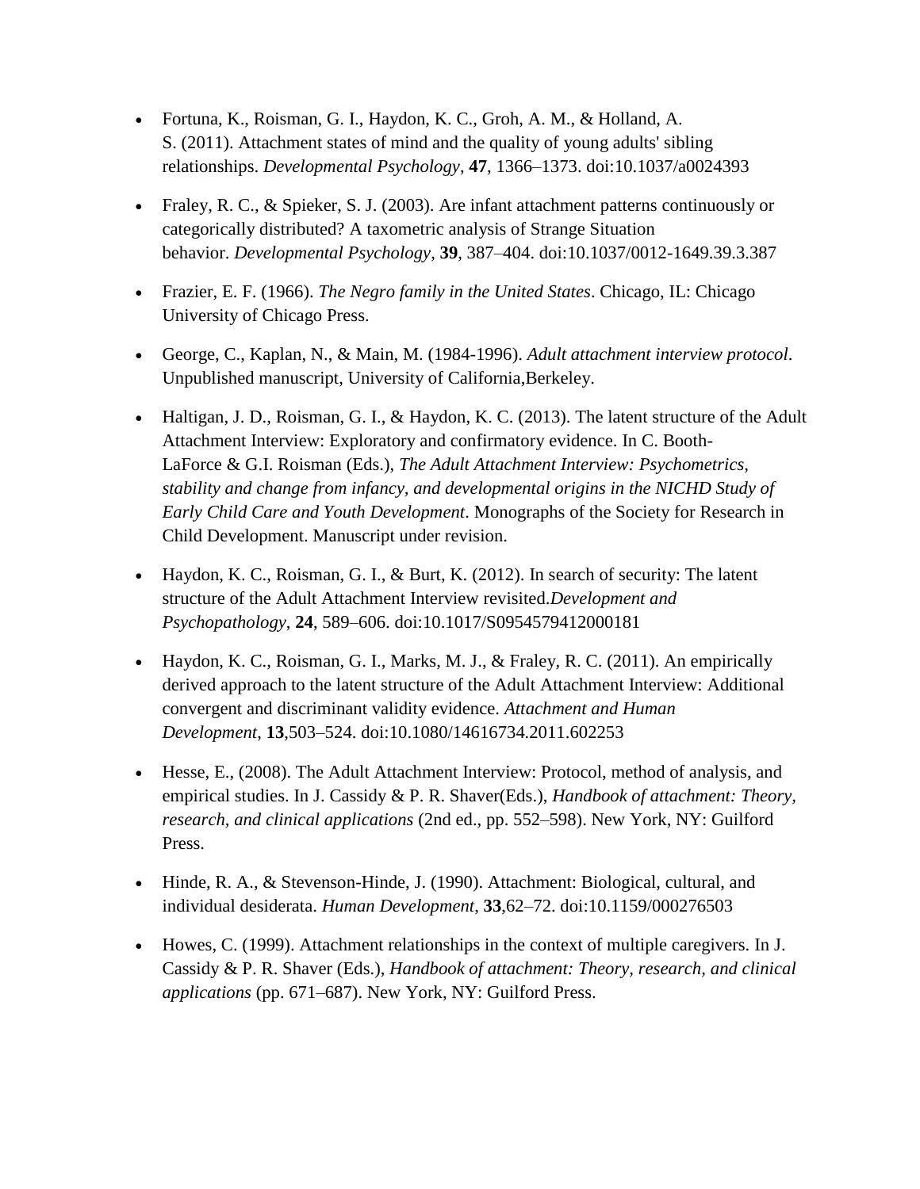- Fortuna, K., Roisman, G. I., Haydon, K. C., Groh, A. M., & Holland, A. S. (2011). Attachment states of mind and the quality of young adults' sibling relationships. *Developmental Psychology*, **47**, 1366–1373. doi:10.1037/a0024393
- Fraley, R. C., & Spieker, S. J. (2003). Are infant attachment patterns continuously or categorically distributed? A taxometric analysis of Strange Situation behavior. *Developmental Psychology*, **39**, 387–404. doi:10.1037/0012-1649.39.3.387
- Frazier, E. F. (1966). *The Negro family in the United States*. Chicago, IL: Chicago University of Chicago Press.
- George, C., Kaplan, N., & Main, M. (1984-1996). *Adult attachment interview protocol*. Unpublished manuscript, University of California,Berkeley.
- Haltigan, J. D., Roisman, G. I., & Haydon, K. C. (2013). The latent structure of the Adult Attachment Interview: Exploratory and confirmatory evidence. In C. Booth-LaForce & G.I. Roisman (Eds.), *The Adult Attachment Interview: Psychometrics, stability and change from infancy, and developmental origins in the NICHD Study of Early Child Care and Youth Development*. Monographs of the Society for Research in Child Development. Manuscript under revision.
- Haydon, K. C., Roisman, G. I., & Burt, K. (2012). In search of security: The latent structure of the Adult Attachment Interview revisited.*Development and Psychopathology*, **24**, 589–606. doi:10.1017/S0954579412000181
- Haydon, K. C., Roisman, G. I., Marks, M. J., & Fraley, R. C. (2011). An empirically derived approach to the latent structure of the Adult Attachment Interview: Additional convergent and discriminant validity evidence. *Attachment and Human Development*, **13**,503–524. doi:10.1080/14616734.2011.602253
- Hesse, E., (2008). The Adult Attachment Interview: Protocol, method of analysis, and empirical studies. In J. Cassidy & P. R. Shaver(Eds.), *Handbook of attachment: Theory, research, and clinical applications* (2nd ed., pp. 552–598). New York, NY: Guilford Press.
- Hinde, R. A., & Stevenson-Hinde, J. (1990). Attachment: Biological, cultural, and individual desiderata. *Human Development*, **33**,62–72. doi:10.1159/000276503
- Howes, C. (1999). Attachment relationships in the context of multiple caregivers. In J. Cassidy & P. R. Shaver (Eds.), *Handbook of attachment: Theory, research, and clinical applications* (pp. 671–687). New York, NY: Guilford Press.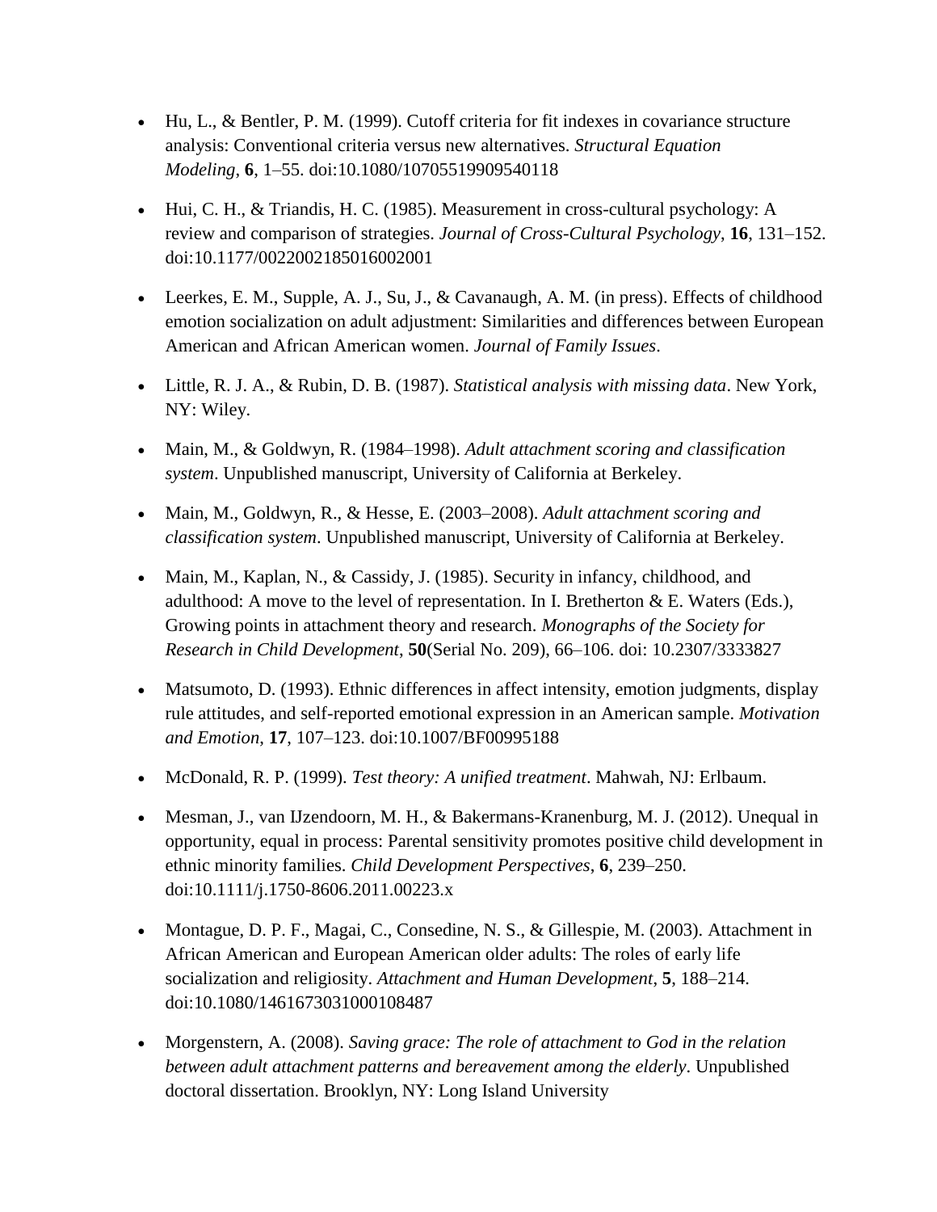- Hu, L., & Bentler, P. M. (1999). Cutoff criteria for fit indexes in covariance structure analysis: Conventional criteria versus new alternatives. *Structural Equation Modeling*, **6**, 1–55. doi:10.1080/10705519909540118

- Hui, C. H., & Triandis, H. C. (1985). Measurement in cross-cultural psychology: A review and comparison of strategies. *Journal of Cross-Cultural Psychology*, **16**, 131–152. doi:10.1177/0022002185016002001

- Leerkes, E. M., Supple, A. J., Su, J., & Cavanaugh, A. M. (in press). Effects of childhood emotion socialization on adult adjustment: Similarities and differences between European American and African American women. *Journal of Family Issues*.

- Little, R. J. A., & Rubin, D. B. (1987). *Statistical analysis with missing data*. New York, NY: Wiley.

- Main, M., & Goldwyn, R. (1984–1998). *Adult attachment scoring and classification system*. Unpublished manuscript, University of California at Berkeley.

- Main, M., Goldwyn, R., & Hesse, E. (2003–2008). *Adult attachment scoring and classification system*. Unpublished manuscript, University of California at Berkeley.

- Main, M., Kaplan, N., & Cassidy, J. (1985). Security in infancy, childhood, and adulthood: A move to the level of representation. In I. Bretherton & E. Waters (Eds.), Growing points in attachment theory and research. *Monographs of the Society for Research in Child Development*, **50**(Serial No. 209), 66–106. doi: 10.2307/3333827

- Matsumoto, D. (1993). Ethnic differences in affect intensity, emotion judgments, display rule attitudes, and self-reported emotional expression in an American sample. *Motivation and Emotion*, **17**, 107–123. doi:10.1007/BF00995188

- McDonald, R. P. (1999). *Test theory: A unified treatment*. Mahwah, NJ: Erlbaum.

- Mesman, J., van IJzendoorn, M. H., & Bakermans-Kranenburg, M. J. (2012). Unequal in opportunity, equal in process: Parental sensitivity promotes positive child development in ethnic minority families. *Child Development Perspectives*, **6**, 239–250. doi:10.1111/j.1750-8606.2011.00223.x

- Montague, D. P. F., Magai, C., Consedine, N. S., & Gillespie, M. (2003). Attachment in African American and European American older adults: The roles of early life socialization and religiosity. *Attachment and Human Development*, **5**, 188–214. doi:10.1080/1461673031000108487

- Morgenstern, A. (2008). *Saving grace: The role of attachment to God in the relation between adult attachment patterns and bereavement among the elderly*. Unpublished doctoral dissertation. Brooklyn, NY: Long Island University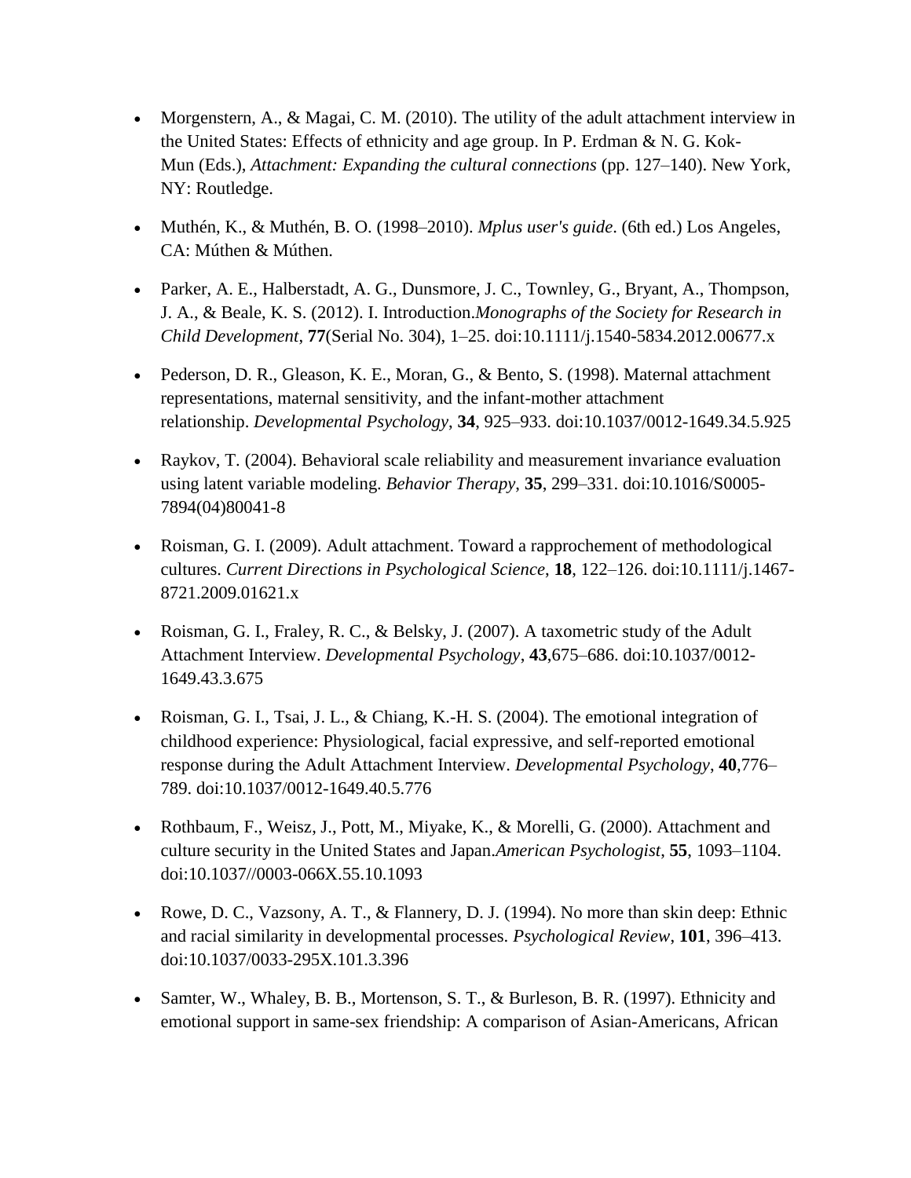- Morgenstern, A., & Magai, C. M. (2010). The utility of the adult attachment interview in the United States: Effects of ethnicity and age group. In P. Erdman & N. G. Kok-Mun (Eds.), *Attachment: Expanding the cultural connections* (pp. 127–140). New York, NY: Routledge.

- Muthén, K., & Muthén, B. O. (1998–2010). *Mplus user's guide*. (6th ed.) Los Angeles, CA: Múthen & Múthen.

- Parker, A. E., Halberstadt, A. G., Dunsmore, J. C., Townley, G., Bryant, A., Thompson, J. A., & Beale, K. S. (2012). I. Introduction.*Monographs of the Society for Research in Child Development*, **77**(Serial No. 304), 1–25. doi:10.1111/j.1540-5834.2012.00677.x

- Pederson, D. R., Gleason, K. E., Moran, G., & Bento, S. (1998). Maternal attachment representations, maternal sensitivity, and the infant-mother attachment relationship. *Developmental Psychology*, **34**, 925–933. doi:10.1037/0012-1649.34.5.925

- Raykov, T. (2004). Behavioral scale reliability and measurement invariance evaluation using latent variable modeling. *Behavior Therapy*, **35**, 299–331. doi:10.1016/S0005-7894(04)80041-8

- Roisman, G. I. (2009). Adult attachment. Toward a rapprochement of methodological cultures. *Current Directions in Psychological Science*, **18**, 122–126. doi:10.1111/j.1467-8721.2009.01621.x

- Roisman, G. I., Fraley, R. C., & Belsky, J. (2007). A taxometric study of the Adult Attachment Interview. *Developmental Psychology*, **43**,675–686. doi:10.1037/0012-1649.43.3.675

- Roisman, G. I., Tsai, J. L., & Chiang, K.-H. S. (2004). The emotional integration of childhood experience: Physiological, facial expressive, and self-reported emotional response during the Adult Attachment Interview. *Developmental Psychology*, **40**,776–789. doi:10.1037/0012-1649.40.5.776

- Rothbaum, F., Weisz, J., Pott, M., Miyake, K., & Morelli, G. (2000). Attachment and culture security in the United States and Japan.*American Psychologist*, **55**, 1093–1104. doi:10.1037//0003-066X.55.10.1093

- Rowe, D. C., Vazsony, A. T., & Flannery, D. J. (1994). No more than skin deep: Ethnic and racial similarity in developmental processes. *Psychological Review*, **101**, 396–413. doi:10.1037/0033-295X.101.3.396

- Samter, W., Whaley, B. B., Mortenson, S. T., & Burleson, B. R. (1997). Ethnicity and emotional support in same-sex friendship: A comparison of Asian-Americans, African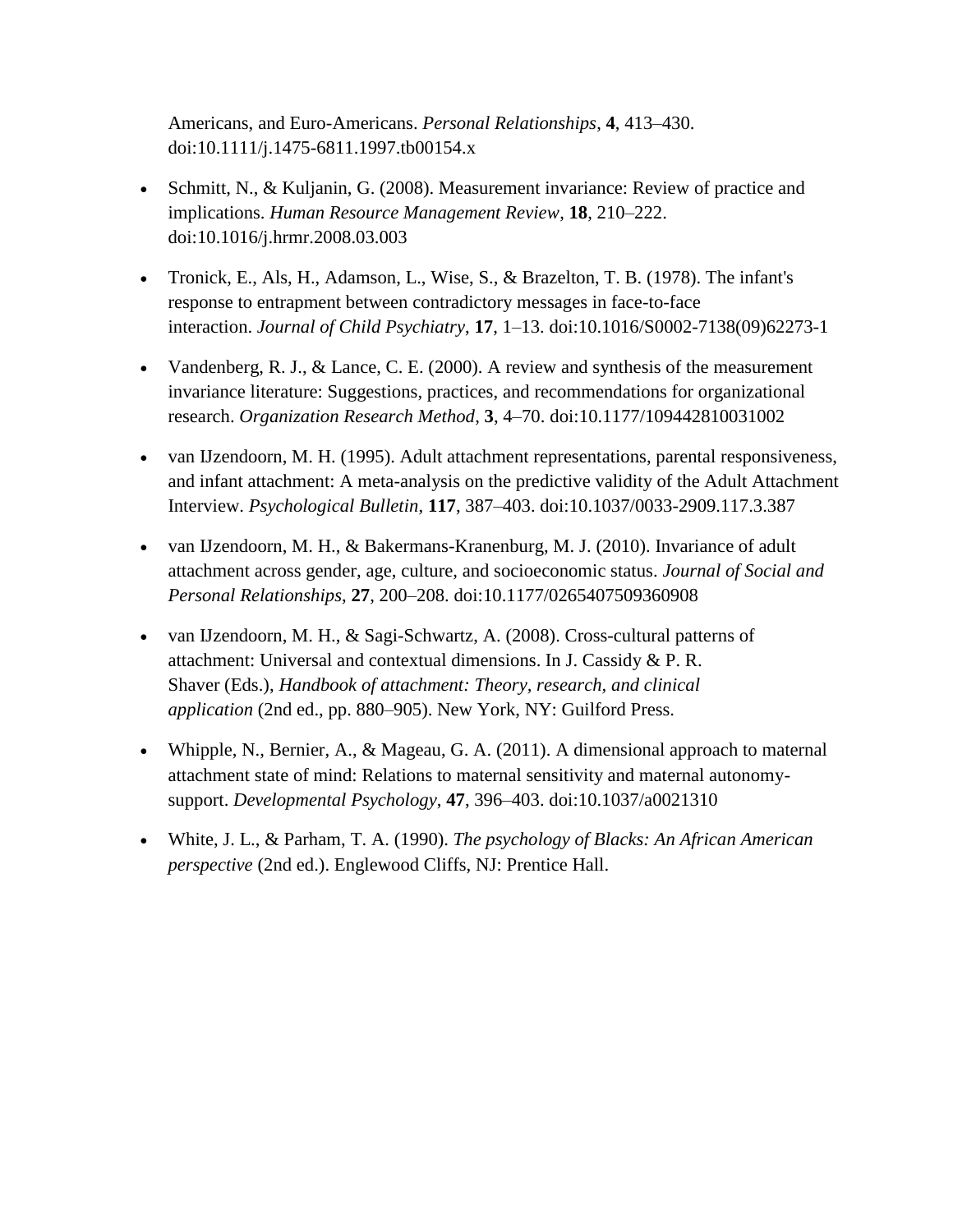Americans, and Euro-Americans. *Personal Relationships*, **4**, 413–430. doi:10.1111/j.1475-6811.1997.tb00154.x

- Schmitt, N., & Kuljanin, G. (2008). Measurement invariance: Review of practice and implications. *Human Resource Management Review*, **18**, 210–222. doi:10.1016/j.hrmr.2008.03.003
- Tronick, E., Als, H., Adamson, L., Wise, S., & Brazelton, T. B. (1978). The infant's response to entrapment between contradictory messages in face-to-face interaction. *Journal of Child Psychiatry*, **17**, 1–13. doi:10.1016/S0002-7138(09)62273-1
- Vandenberg, R. J., & Lance, C. E. (2000). A review and synthesis of the measurement invariance literature: Suggestions, practices, and recommendations for organizational research. *Organization Research Method*, **3**, 4–70. doi:10.1177/109442810031002
- van IJzendoorn, M. H. (1995). Adult attachment representations, parental responsiveness, and infant attachment: A meta-analysis on the predictive validity of the Adult Attachment Interview. *Psychological Bulletin*, **117**, 387–403. doi:10.1037/0033-2909.117.3.387
- van IJzendoorn, M. H., & Bakermans-Kranenburg, M. J. (2010). Invariance of adult attachment across gender, age, culture, and socioeconomic status. *Journal of Social and Personal Relationships*, **27**, 200–208. doi:10.1177/0265407509360908
- van IJzendoorn, M. H., & Sagi-Schwartz, A. (2008). Cross-cultural patterns of attachment: Universal and contextual dimensions. In J. Cassidy & P. R. Shaver (Eds.), *Handbook of attachment: Theory, research, and clinical application* (2nd ed., pp. 880–905). New York, NY: Guilford Press.
- Whipple, N., Bernier, A., & Mageau, G. A. (2011). A dimensional approach to maternal attachment state of mind: Relations to maternal sensitivity and maternal autonomy-support. *Developmental Psychology*, **47**, 396–403. doi:10.1037/a0021310
- White, J. L., & Parham, T. A. (1990). *The psychology of Blacks: An African American perspective* (2nd ed.). Englewood Cliffs, NJ: Prentice Hall.